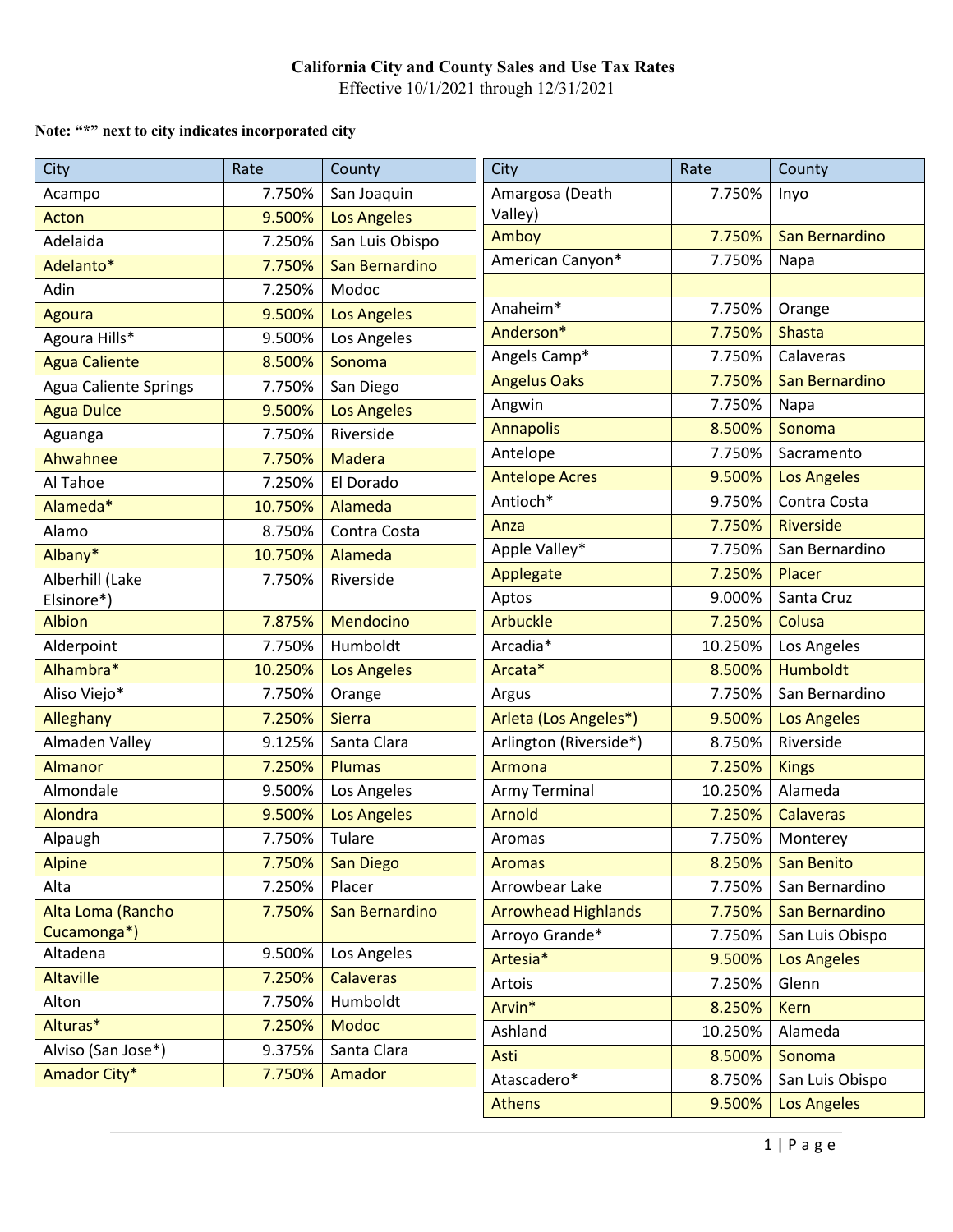# California City and County Sales and Use Tax Rates

Effective 10/1/2021 through 12/31/2021

**Note: "*" next to city indicates incorporated city**

| City | Rate | County |
|---|---|---|
| Acampo | 7.750% | San Joaquin |
| Acton | 9.500% | Los Angeles |
| Adelaida | 7.250% | San Luis Obispo |
| Adelanto* | 7.750% | San Bernardino |
| Adin | 7.250% | Modoc |
| Agoura | 9.500% | Los Angeles |
| Agoura Hills* | 9.500% | Los Angeles |
| Agua Caliente | 8.500% | Sonoma |
| Agua Caliente Springs | 7.750% | San Diego |
| Agua Dulce | 9.500% | Los Angeles |
| Aguanga | 7.750% | Riverside |
| Ahwahnee | 7.750% | Madera |
| Al Tahoe | 7.250% | El Dorado |
| Alameda* | 10.750% | Alameda |
| Alamo | 8.750% | Contra Costa |
| Albany* | 10.750% | Alameda |
| Alberhill (Lake Elsinore*) | 7.750% | Riverside |
| Albion | 7.875% | Mendocino |
| Alderpoint | 7.750% | Humboldt |
| Alhambra* | 10.250% | Los Angeles |
| Aliso Viejo* | 7.750% | Orange |
| Alleghany | 7.250% | Sierra |
| Almaden Valley | 9.125% | Santa Clara |
| Almanor | 7.250% | Plumas |
| Almondale | 9.500% | Los Angeles |
| Alondra | 9.500% | Los Angeles |
| Alpaugh | 7.750% | Tulare |
| Alpine | 7.750% | San Diego |
| Alta | 7.250% | Placer |
| Alta Loma (Rancho Cucamonga*) | 7.750% | San Bernardino |
| Altadena | 9.500% | Los Angeles |
| Altaville | 7.250% | Calaveras |
| Alton | 7.750% | Humboldt |
| Alturas* | 7.250% | Modoc |
| Alviso (San Jose*) | 9.375% | Santa Clara |
| Amador City* | 7.750% | Amador |
| Amargosa (Death Valley) | 7.750% | Inyo |
| Amboy | 7.750% | San Bernardino |
| American Canyon* | 7.750% | Napa |
| | | |
| Anaheim* | 7.750% | Orange |
| Anderson* | 7.750% | Shasta |
| Angels Camp* | 7.750% | Calaveras |
| Angelus Oaks | 7.750% | San Bernardino |
| Angwin | 7.750% | Napa |
| Annapolis | 8.500% | Sonoma |
| Antelope | 7.750% | Sacramento |
| Antelope Acres | 9.500% | Los Angeles |
| Antioch* | 9.750% | Contra Costa |
| Anza | 7.750% | Riverside |
| Apple Valley* | 7.750% | San Bernardino |
| Applegate | 7.250% | Placer |
| Aptos | 9.000% | Santa Cruz |
| Arbuckle | 7.250% | Colusa |
| Arcadia* | 10.250% | Los Angeles |
| Arcata* | 8.500% | Humboldt |
| Argus | 7.750% | San Bernardino |
| Arleta (Los Angeles*) | 9.500% | Los Angeles |
| Arlington (Riverside*) | 8.750% | Riverside |
| Armona | 7.250% | Kings |
| Army Terminal | 10.250% | Alameda |
| Arnold | 7.250% | Calaveras |
| Aromas | 7.750% | Monterey |
| Aromas | 8.250% | San Benito |
| Arrowbear Lake | 7.750% | San Bernardino |
| Arrowhead Highlands | 7.750% | San Bernardino |
| Arroyo Grande* | 7.750% | San Luis Obispo |
| Artesia* | 9.500% | Los Angeles |
| Artois | 7.250% | Glenn |
| Arvin* | 8.250% | Kern |
| Ashland | 10.250% | Alameda |
| Asti | 8.500% | Sonoma |
| Atascadero* | 8.750% | San Luis Obispo |
| Athens | 9.500% | Los Angeles |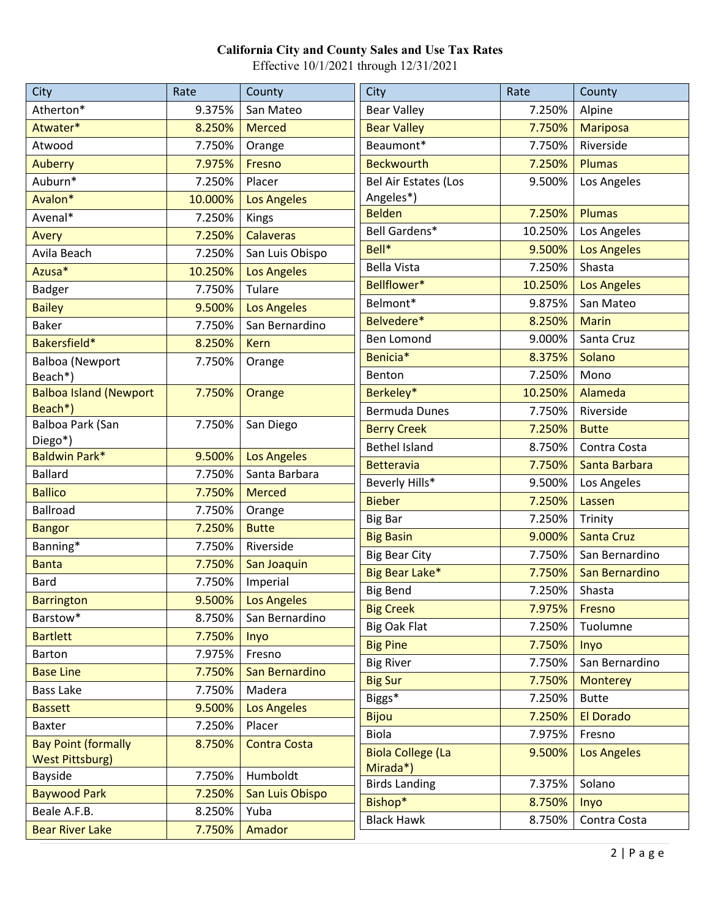# California City and County Sales and Use Tax Rates

Effective 10/1/2021 through 12/31/2021

| City | Rate | County |
|---|---|---|
| Atherton* | 9.375% | San Mateo |
| Atwater* | 8.250% | Merced |
| Atwood | 7.750% | Orange |
| Auberry | 7.975% | Fresno |
| Auburn* | 7.250% | Placer |
| Avalon* | 10.000% | Los Angeles |
| Avenal* | 7.250% | Kings |
| Avery | 7.250% | Calaveras |
| Avila Beach | 7.250% | San Luis Obispo |
| Azusa* | 10.250% | Los Angeles |
| Badger | 7.750% | Tulare |
| Bailey | 9.500% | Los Angeles |
| Baker | 7.750% | San Bernardino |
| Bakersfield* | 8.250% | Kern |
| Balboa (Newport Beach*) | 7.750% | Orange |
| Balboa Island (Newport Beach*) | 7.750% | Orange |
| Balboa Park (San Diego*) | 7.750% | San Diego |
| Baldwin Park* | 9.500% | Los Angeles |
| Ballard | 7.750% | Santa Barbara |
| Ballico | 7.750% | Merced |
| Ballroad | 7.750% | Orange |
| Bangor | 7.250% | Butte |
| Banning* | 7.750% | Riverside |
| Banta | 7.750% | San Joaquin |
| Bard | 7.750% | Imperial |
| Barrington | 9.500% | Los Angeles |
| Barstow* | 8.750% | San Bernardino |
| Bartlett | 7.750% | Inyo |
| Barton | 7.975% | Fresno |
| Base Line | 7.750% | San Bernardino |
| Bass Lake | 7.750% | Madera |
| Bassett | 9.500% | Los Angeles |
| Baxter | 7.250% | Placer |
| Bay Point (formally West Pittsburg) | 8.750% | Contra Costa |
| Bayside | 7.750% | Humboldt |
| Baywood Park | 7.250% | San Luis Obispo |
| Beale A.F.B. | 8.250% | Yuba |
| Bear River Lake | 7.750% | Amador |
| Bear Valley | 7.250% | Alpine |
| Bear Valley | 7.750% | Mariposa |
| Beaumont* | 7.750% | Riverside |
| Beckwourth | 7.250% | Plumas |
| Bel Air Estates (Los Angeles*) | 9.500% | Los Angeles |
| Belden | 7.250% | Plumas |
| Bell Gardens* | 10.250% | Los Angeles |
| Bell* | 9.500% | Los Angeles |
| Bella Vista | 7.250% | Shasta |
| Bellflower* | 10.250% | Los Angeles |
| Belmont* | 9.875% | San Mateo |
| Belvedere* | 8.250% | Marin |
| Ben Lomond | 9.000% | Santa Cruz |
| Benicia* | 8.375% | Solano |
| Benton | 7.250% | Mono |
| Berkeley* | 10.250% | Alameda |
| Bermuda Dunes | 7.750% | Riverside |
| Berry Creek | 7.250% | Butte |
| Bethel Island | 8.750% | Contra Costa |
| Betteravia | 7.750% | Santa Barbara |
| Beverly Hills* | 9.500% | Los Angeles |
| Bieber | 7.250% | Lassen |
| Big Bar | 7.250% | Trinity |
| Big Basin | 9.000% | Santa Cruz |
| Big Bear City | 7.750% | San Bernardino |
| Big Bear Lake* | 7.750% | San Bernardino |
| Big Bend | 7.250% | Shasta |
| Big Creek | 7.975% | Fresno |
| Big Oak Flat | 7.250% | Tuolumne |
| Big Pine | 7.750% | Inyo |
| Big River | 7.750% | San Bernardino |
| Big Sur | 7.750% | Monterey |
| Biggs* | 7.250% | Butte |
| Bijou | 7.250% | El Dorado |
| Biola | 7.975% | Fresno |
| Biola College (La Mirada*) | 9.500% | Los Angeles |
| Birds Landing | 7.375% | Solano |
| Bishop* | 8.750% | Inyo |
| Black Hawk | 8.750% | Contra Costa |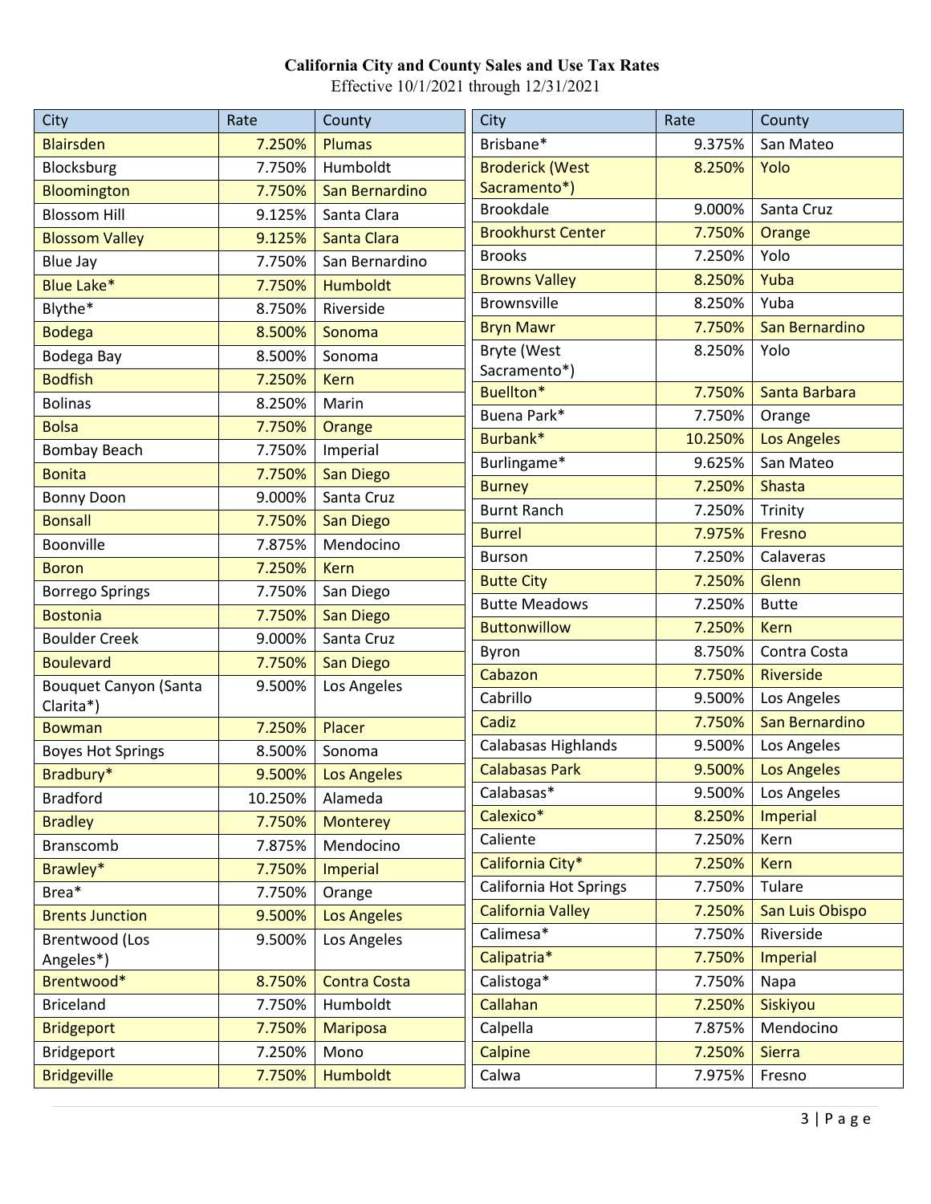**California City and County Sales and Use Tax Rates**

Effective 10/1/2021 through 12/31/2021

| City | Rate | County |
|---|---|---|
| Blairsden | 7.250% | Plumas |
| Blocksburg | 7.750% | Humboldt |
| Bloomington | 7.750% | San Bernardino |
| Blossom Hill | 9.125% | Santa Clara |
| Blossom Valley | 9.125% | Santa Clara |
| Blue Jay | 7.750% | San Bernardino |
| Blue Lake* | 7.750% | Humboldt |
| Blythe* | 8.750% | Riverside |
| Bodega | 8.500% | Sonoma |
| Bodega Bay | 8.500% | Sonoma |
| Bodfish | 7.250% | Kern |
| Bolinas | 8.250% | Marin |
| Bolsa | 7.750% | Orange |
| Bombay Beach | 7.750% | Imperial |
| Bonita | 7.750% | San Diego |
| Bonny Doon | 9.000% | Santa Cruz |
| Bonsall | 7.750% | San Diego |
| Boonville | 7.875% | Mendocino |
| Boron | 7.250% | Kern |
| Borrego Springs | 7.750% | San Diego |
| Bostonia | 7.750% | San Diego |
| Boulder Creek | 9.000% | Santa Cruz |
| Boulevard | 7.750% | San Diego |
| Bouquet Canyon (Santa Clarita*) | 9.500% | Los Angeles |
| Bowman | 7.250% | Placer |
| Boyes Hot Springs | 8.500% | Sonoma |
| Bradbury* | 9.500% | Los Angeles |
| Bradford | 10.250% | Alameda |
| Bradley | 7.750% | Monterey |
| Branscomb | 7.875% | Mendocino |
| Brawley* | 7.750% | Imperial |
| Brea* | 7.750% | Orange |
| Brents Junction | 9.500% | Los Angeles |
| Brentwood (Los Angeles*) | 9.500% | Los Angeles |
| Brentwood* | 8.750% | Contra Costa |
| Briceland | 7.750% | Humboldt |
| Bridgeport | 7.750% | Mariposa |
| Bridgeport | 7.250% | Mono |
| Bridgeville | 7.750% | Humboldt |
| Brisbane* | 9.375% | San Mateo |
| Broderick (West Sacramento*) | 8.250% | Yolo |
| Brookdale | 9.000% | Santa Cruz |
| Brookhurst Center | 7.750% | Orange |
| Brooks | 7.250% | Yolo |
| Browns Valley | 8.250% | Yuba |
| Brownsville | 8.250% | Yuba |
| Bryn Mawr | 7.750% | San Bernardino |
| Bryte (West Sacramento*) | 8.250% | Yolo |
| Buellton* | 7.750% | Santa Barbara |
| Buena Park* | 7.750% | Orange |
| Burbank* | 10.250% | Los Angeles |
| Burlingame* | 9.625% | San Mateo |
| Burney | 7.250% | Shasta |
| Burnt Ranch | 7.250% | Trinity |
| Burrel | 7.975% | Fresno |
| Burson | 7.250% | Calaveras |
| Butte City | 7.250% | Glenn |
| Butte Meadows | 7.250% | Butte |
| Buttonwillow | 7.250% | Kern |
| Byron | 8.750% | Contra Costa |
| Cabazon | 7.750% | Riverside |
| Cabrillo | 9.500% | Los Angeles |
| Cadiz | 7.750% | San Bernardino |
| Calabasas Highlands | 9.500% | Los Angeles |
| Calabasas Park | 9.500% | Los Angeles |
| Calabasas* | 9.500% | Los Angeles |
| Calexico* | 8.250% | Imperial |
| Caliente | 7.250% | Kern |
| California City* | 7.250% | Kern |
| California Hot Springs | 7.750% | Tulare |
| California Valley | 7.250% | San Luis Obispo |
| Calimesa* | 7.750% | Riverside |
| Calipatria* | 7.750% | Imperial |
| Calistoga* | 7.750% | Napa |
| Callahan | 7.250% | Siskiyou |
| Calpella | 7.875% | Mendocino |
| Calpine | 7.250% | Sierra |
| Calwa | 7.975% | Fresno |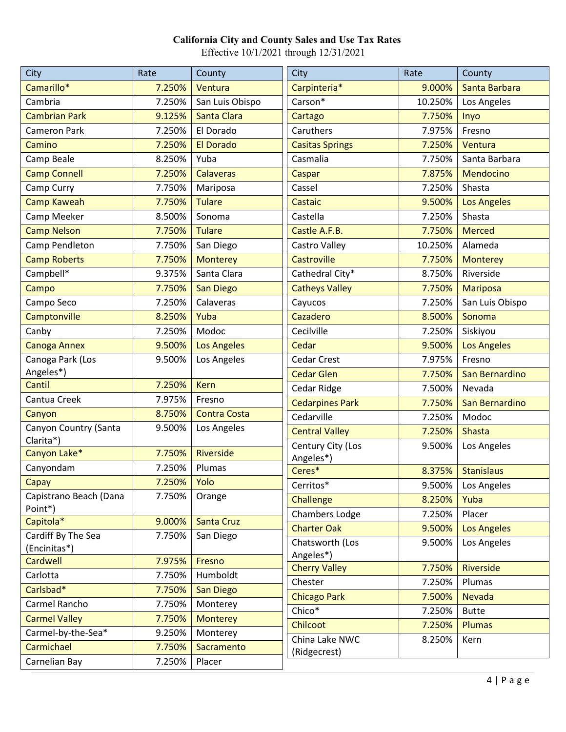**California City and County Sales and Use Tax Rates**

Effective 10/1/2021 through 12/31/2021

| City | Rate | County |
|---|---|---|
| Camarillo* | 7.250% | Ventura |
| Cambria | 7.250% | San Luis Obispo |
| Cambrian Park | 9.125% | Santa Clara |
| Cameron Park | 7.250% | El Dorado |
| Camino | 7.250% | El Dorado |
| Camp Beale | 8.250% | Yuba |
| Camp Connell | 7.250% | Calaveras |
| Camp Curry | 7.750% | Mariposa |
| Camp Kaweah | 7.750% | Tulare |
| Camp Meeker | 8.500% | Sonoma |
| Camp Nelson | 7.750% | Tulare |
| Camp Pendleton | 7.750% | San Diego |
| Camp Roberts | 7.750% | Monterey |
| Campbell* | 9.375% | Santa Clara |
| Campo | 7.750% | San Diego |
| Campo Seco | 7.250% | Calaveras |
| Camptonville | 8.250% | Yuba |
| Canby | 7.250% | Modoc |
| Canoga Annex | 9.500% | Los Angeles |
| Canoga Park (Los Angeles*) | 9.500% | Los Angeles |
| Cantil | 7.250% | Kern |
| Cantua Creek | 7.975% | Fresno |
| Canyon | 8.750% | Contra Costa |
| Canyon Country (Santa Clarita*) | 9.500% | Los Angeles |
| Canyon Lake* | 7.750% | Riverside |
| Canyondam | 7.250% | Plumas |
| Capay | 7.250% | Yolo |
| Capistrano Beach (Dana Point*) | 7.750% | Orange |
| Capitola* | 9.000% | Santa Cruz |
| Cardiff By The Sea (Encinitas*) | 7.750% | San Diego |
| Cardwell | 7.975% | Fresno |
| Carlotta | 7.750% | Humboldt |
| Carlsbad* | 7.750% | San Diego |
| Carmel Rancho | 7.750% | Monterey |
| Carmel Valley | 7.750% | Monterey |
| Carmel-by-the-Sea* | 9.250% | Monterey |
| Carmichael | 7.750% | Sacramento |
| Carnelian Bay | 7.250% | Placer |
| Carpinteria* | 9.000% | Santa Barbara |
| Carson* | 10.250% | Los Angeles |
| Cartago | 7.750% | Inyo |
| Caruthers | 7.975% | Fresno |
| Casitas Springs | 7.250% | Ventura |
| Casmalia | 7.750% | Santa Barbara |
| Caspar | 7.875% | Mendocino |
| Cassel | 7.250% | Shasta |
| Castaic | 9.500% | Los Angeles |
| Castella | 7.250% | Shasta |
| Castle A.F.B. | 7.750% | Merced |
| Castro Valley | 10.250% | Alameda |
| Castroville | 7.750% | Monterey |
| Cathedral City* | 8.750% | Riverside |
| Catheys Valley | 7.750% | Mariposa |
| Cayucos | 7.250% | San Luis Obispo |
| Cazadero | 8.500% | Sonoma |
| Cecilville | 7.250% | Siskiyou |
| Cedar | 9.500% | Los Angeles |
| Cedar Crest | 7.975% | Fresno |
| Cedar Glen | 7.750% | San Bernardino |
| Cedar Ridge | 7.500% | Nevada |
| Cedarpines Park | 7.750% | San Bernardino |
| Cedarville | 7.250% | Modoc |
| Central Valley | 7.250% | Shasta |
| Century City (Los Angeles*) | 9.500% | Los Angeles |
| Ceres* | 8.375% | Stanislaus |
| Cerritos* | 9.500% | Los Angeles |
| Challenge | 8.250% | Yuba |
| Chambers Lodge | 7.250% | Placer |
| Charter Oak | 9.500% | Los Angeles |
| Chatsworth (Los Angeles*) | 9.500% | Los Angeles |
| Cherry Valley | 7.750% | Riverside |
| Chester | 7.250% | Plumas |
| Chicago Park | 7.500% | Nevada |
| Chico* | 7.250% | Butte |
| Chilcoot | 7.250% | Plumas |
| China Lake NWC (Ridgecrest) | 8.250% | Kern |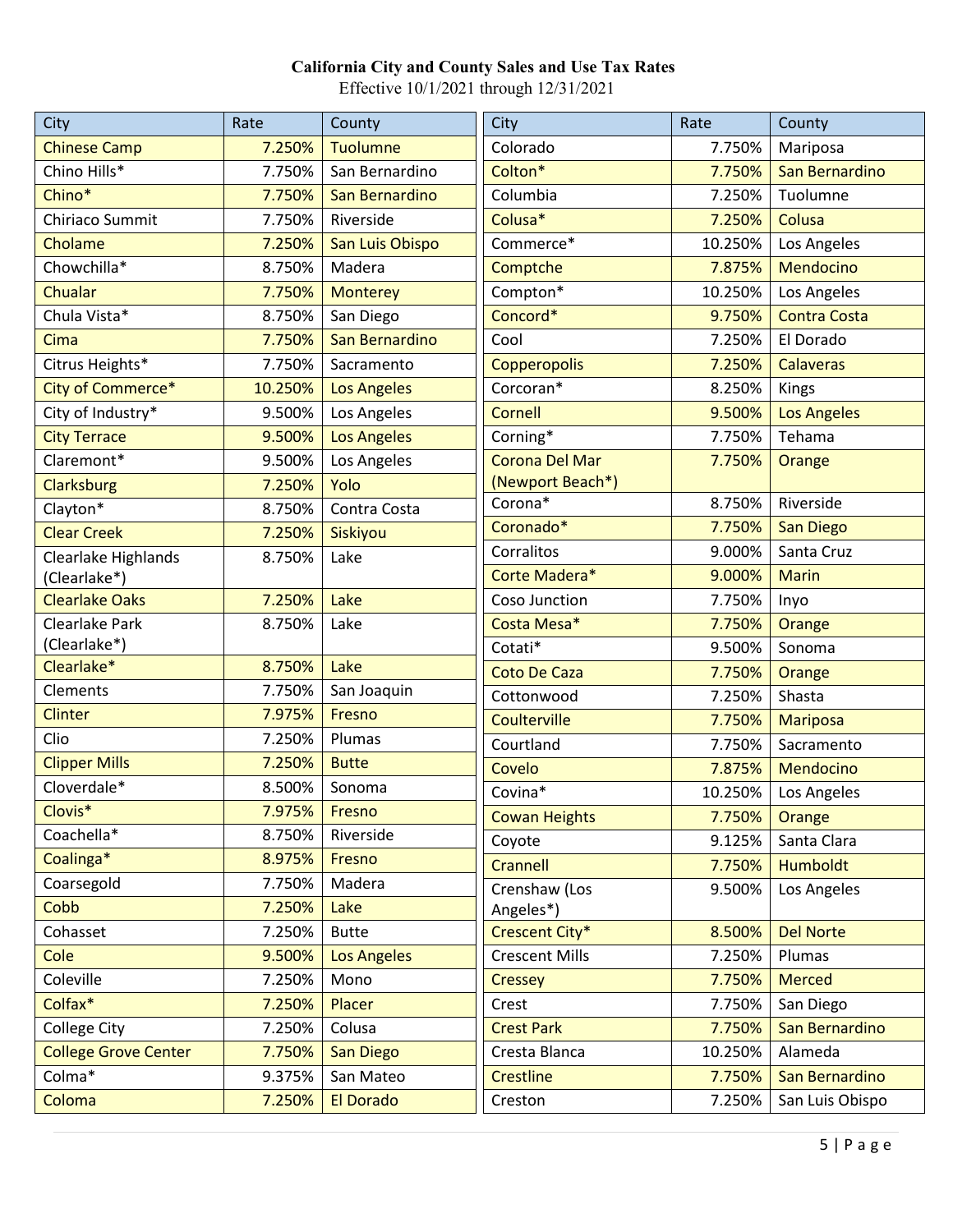# California City and County Sales and Use Tax Rates

Effective 10/1/2021 through 12/31/2021

| City | Rate | County |
|---|---|---|
| Chinese Camp | 7.250% | Tuolumne |
| Chino Hills* | 7.750% | San Bernardino |
| Chino* | 7.750% | San Bernardino |
| Chiriaco Summit | 7.750% | Riverside |
| Cholame | 7.250% | San Luis Obispo |
| Chowchilla* | 8.750% | Madera |
| Chualar | 7.750% | Monterey |
| Chula Vista* | 8.750% | San Diego |
| Cima | 7.750% | San Bernardino |
| Citrus Heights* | 7.750% | Sacramento |
| City of Commerce* | 10.250% | Los Angeles |
| City of Industry* | 9.500% | Los Angeles |
| City Terrace | 9.500% | Los Angeles |
| Claremont* | 9.500% | Los Angeles |
| Clarksburg | 7.250% | Yolo |
| Clayton* | 8.750% | Contra Costa |
| Clear Creek | 7.250% | Siskiyou |
| Clearlake Highlands (Clearlake*) | 8.750% | Lake |
| Clearlake Oaks | 7.250% | Lake |
| Clearlake Park (Clearlake*) | 8.750% | Lake |
| Clearlake* | 8.750% | Lake |
| Clements | 7.750% | San Joaquin |
| Clinter | 7.975% | Fresno |
| Clio | 7.250% | Plumas |
| Clipper Mills | 7.250% | Butte |
| Cloverdale* | 8.500% | Sonoma |
| Clovis* | 7.975% | Fresno |
| Coachella* | 8.750% | Riverside |
| Coalinga* | 8.975% | Fresno |
| Coarsegold | 7.750% | Madera |
| Cobb | 7.250% | Lake |
| Cohasset | 7.250% | Butte |
| Cole | 9.500% | Los Angeles |
| Coleville | 7.250% | Mono |
| Colfax* | 7.250% | Placer |
| College City | 7.250% | Colusa |
| College Grove Center | 7.750% | San Diego |
| Colma* | 9.375% | San Mateo |
| Coloma | 7.250% | El Dorado |
| Colorado | 7.750% | Mariposa |
| Colton* | 7.750% | San Bernardino |
| Columbia | 7.250% | Tuolumne |
| Colusa* | 7.250% | Colusa |
| Commerce* | 10.250% | Los Angeles |
| Comptche | 7.875% | Mendocino |
| Compton* | 10.250% | Los Angeles |
| Concord* | 9.750% | Contra Costa |
| Cool | 7.250% | El Dorado |
| Copperopolis | 7.250% | Calaveras |
| Corcoran* | 8.250% | Kings |
| Cornell | 9.500% | Los Angeles |
| Corning* | 7.750% | Tehama |
| Corona Del Mar (Newport Beach*) | 7.750% | Orange |
| Corona* | 8.750% | Riverside |
| Coronado* | 7.750% | San Diego |
| Corralitos | 9.000% | Santa Cruz |
| Corte Madera* | 9.000% | Marin |
| Coso Junction | 7.750% | Inyo |
| Costa Mesa* | 7.750% | Orange |
| Cotati* | 9.500% | Sonoma |
| Coto De Caza | 7.750% | Orange |
| Cottonwood | 7.250% | Shasta |
| Coulterville | 7.750% | Mariposa |
| Courtland | 7.750% | Sacramento |
| Covelo | 7.875% | Mendocino |
| Covina* | 10.250% | Los Angeles |
| Cowan Heights | 7.750% | Orange |
| Coyote | 9.125% | Santa Clara |
| Crannell | 7.750% | Humboldt |
| Crenshaw (Los Angeles*) | 9.500% | Los Angeles |
| Crescent City* | 8.500% | Del Norte |
| Crescent Mills | 7.250% | Plumas |
| Cressey | 7.750% | Merced |
| Crest | 7.750% | San Diego |
| Crest Park | 7.750% | San Bernardino |
| Cresta Blanca | 10.250% | Alameda |
| Crestline | 7.750% | San Bernardino |
| Creston | 7.250% | San Luis Obispo |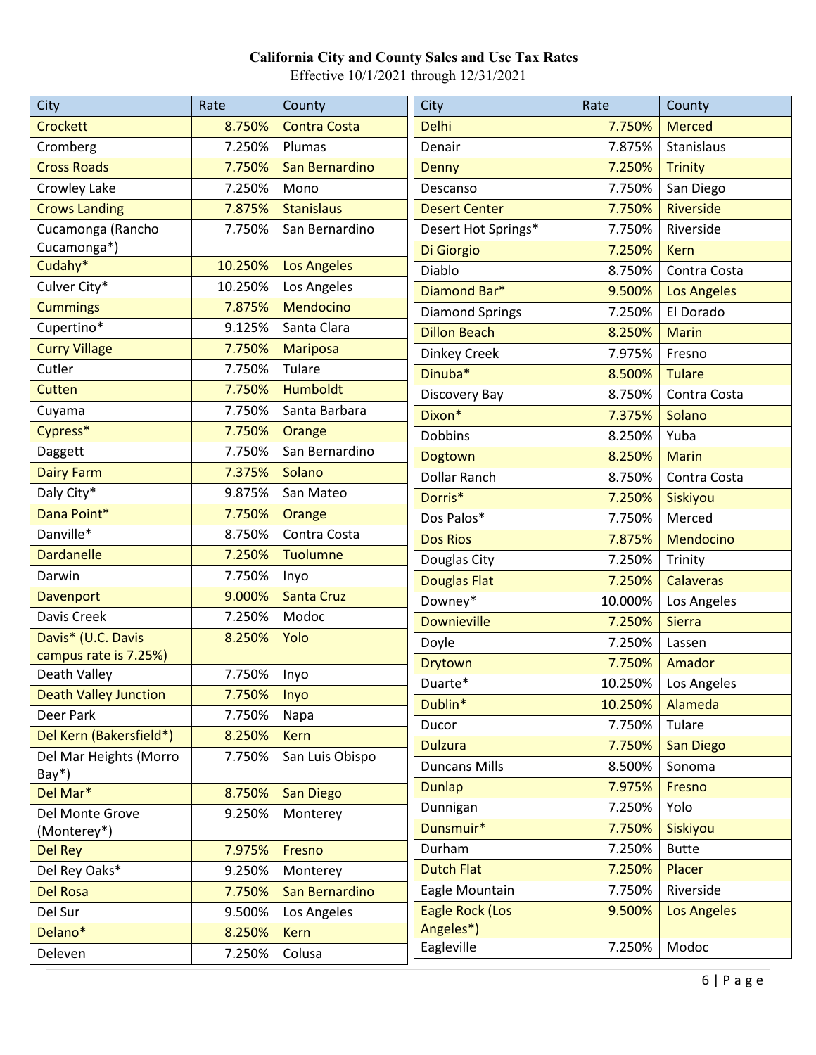**California City and County Sales and Use Tax Rates**
Effective 10/1/2021 through 12/31/2021

| City | Rate | County |
|---|---|---|
| Crockett | 8.750% | Contra Costa |
| Cromberg | 7.250% | Plumas |
| Cross Roads | 7.750% | San Bernardino |
| Crowley Lake | 7.250% | Mono |
| Crows Landing | 7.875% | Stanislaus |
| Cucamonga (Rancho Cucamonga*) | 7.750% | San Bernardino |
| Cudahy* | 10.250% | Los Angeles |
| Culver City* | 10.250% | Los Angeles |
| Cummings | 7.875% | Mendocino |
| Cupertino* | 9.125% | Santa Clara |
| Curry Village | 7.750% | Mariposa |
| Cutler | 7.750% | Tulare |
| Cutten | 7.750% | Humboldt |
| Cuyama | 7.750% | Santa Barbara |
| Cypress* | 7.750% | Orange |
| Daggett | 7.750% | San Bernardino |
| Dairy Farm | 7.375% | Solano |
| Daly City* | 9.875% | San Mateo |
| Dana Point* | 7.750% | Orange |
| Danville* | 8.750% | Contra Costa |
| Dardanelle | 7.250% | Tuolumne |
| Darwin | 7.750% | Inyo |
| Davenport | 9.000% | Santa Cruz |
| Davis Creek | 7.250% | Modoc |
| Davis* (U.C. Davis campus rate is 7.25%) | 8.250% | Yolo |
| Death Valley | 7.750% | Inyo |
| Death Valley Junction | 7.750% | Inyo |
| Deer Park | 7.750% | Napa |
| Del Kern (Bakersfield*) | 8.250% | Kern |
| Del Mar Heights (Morro Bay*) | 7.750% | San Luis Obispo |
| Del Mar* | 8.750% | San Diego |
| Del Monte Grove (Monterey*) | 9.250% | Monterey |
| Del Rey | 7.975% | Fresno |
| Del Rey Oaks* | 9.250% | Monterey |
| Del Rosa | 7.750% | San Bernardino |
| Del Sur | 9.500% | Los Angeles |
| Delano* | 8.250% | Kern |
| Deleven | 7.250% | Colusa |
| Delhi | 7.750% | Merced |
| Denair | 7.875% | Stanislaus |
| Denny | 7.250% | Trinity |
| Descanso | 7.750% | San Diego |
| Desert Center | 7.750% | Riverside |
| Desert Hot Springs* | 7.750% | Riverside |
| Di Giorgio | 7.250% | Kern |
| Diablo | 8.750% | Contra Costa |
| Diamond Bar* | 9.500% | Los Angeles |
| Diamond Springs | 7.250% | El Dorado |
| Dillon Beach | 8.250% | Marin |
| Dinkey Creek | 7.975% | Fresno |
| Dinuba* | 8.500% | Tulare |
| Discovery Bay | 8.750% | Contra Costa |
| Dixon* | 7.375% | Solano |
| Dobbins | 8.250% | Yuba |
| Dogtown | 8.250% | Marin |
| Dollar Ranch | 8.750% | Contra Costa |
| Dorris* | 7.250% | Siskiyou |
| Dos Palos* | 7.750% | Merced |
| Dos Rios | 7.875% | Mendocino |
| Douglas City | 7.250% | Trinity |
| Douglas Flat | 7.250% | Calaveras |
| Downey* | 10.000% | Los Angeles |
| Downieville | 7.250% | Sierra |
| Doyle | 7.250% | Lassen |
| Drytown | 7.750% | Amador |
| Duarte* | 10.250% | Los Angeles |
| Dublin* | 10.250% | Alameda |
| Ducor | 7.750% | Tulare |
| Dulzura | 7.750% | San Diego |
| Duncans Mills | 8.500% | Sonoma |
| Dunlap | 7.975% | Fresno |
| Dunnigan | 7.250% | Yolo |
| Dunsmuir* | 7.750% | Siskiyou |
| Durham | 7.250% | Butte |
| Dutch Flat | 7.250% | Placer |
| Eagle Mountain | 7.750% | Riverside |
| Eagle Rock (Los Angeles*) | 9.500% | Los Angeles |
| Eagleville | 7.250% | Modoc |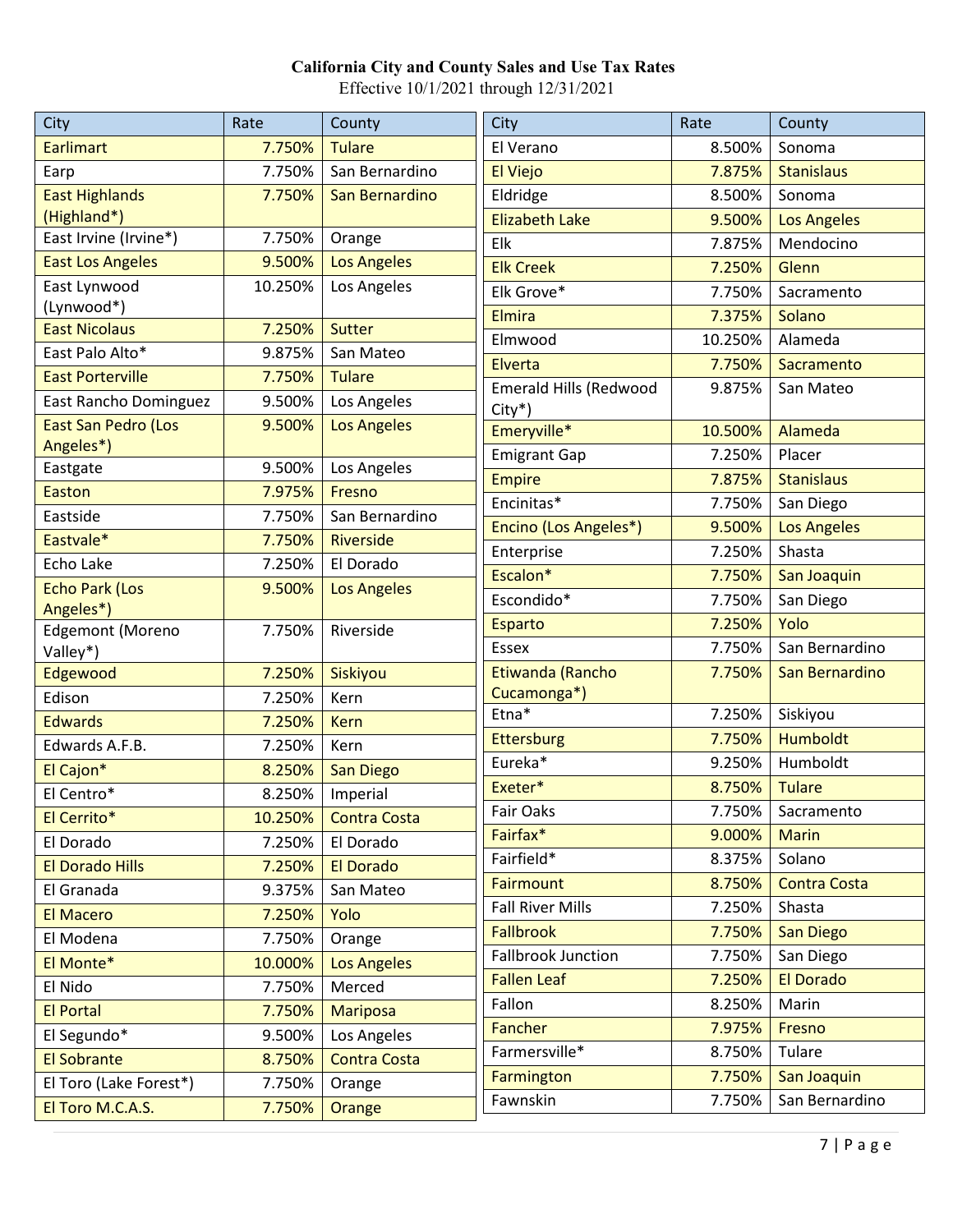**California City and County Sales and Use Tax Rates**
Effective 10/1/2021 through 12/31/2021

| City | Rate | County |
|---|---|---|
| Earlimart | 7.750% | Tulare |
| Earp | 7.750% | San Bernardino |
| East Highlands (Highland*) | 7.750% | San Bernardino |
| East Irvine (Irvine*) | 7.750% | Orange |
| East Los Angeles | 9.500% | Los Angeles |
| East Lynwood (Lynwood*) | 10.250% | Los Angeles |
| East Nicolaus | 7.250% | Sutter |
| East Palo Alto* | 9.875% | San Mateo |
| East Porterville | 7.750% | Tulare |
| East Rancho Dominguez | 9.500% | Los Angeles |
| East San Pedro (Los Angeles*) | 9.500% | Los Angeles |
| Eastgate | 9.500% | Los Angeles |
| Easton | 7.975% | Fresno |
| Eastside | 7.750% | San Bernardino |
| Eastvale* | 7.750% | Riverside |
| Echo Lake | 7.250% | El Dorado |
| Echo Park (Los Angeles*) | 9.500% | Los Angeles |
| Edgemont (Moreno Valley*) | 7.750% | Riverside |
| Edgewood | 7.250% | Siskiyou |
| Edison | 7.250% | Kern |
| Edwards | 7.250% | Kern |
| Edwards A.F.B. | 7.250% | Kern |
| El Cajon* | 8.250% | San Diego |
| El Centro* | 8.250% | Imperial |
| El Cerrito* | 10.250% | Contra Costa |
| El Dorado | 7.250% | El Dorado |
| El Dorado Hills | 7.250% | El Dorado |
| El Granada | 9.375% | San Mateo |
| El Macero | 7.250% | Yolo |
| El Modena | 7.750% | Orange |
| El Monte* | 10.000% | Los Angeles |
| El Nido | 7.750% | Merced |
| El Portal | 7.750% | Mariposa |
| El Segundo* | 9.500% | Los Angeles |
| El Sobrante | 8.750% | Contra Costa |
| El Toro (Lake Forest*) | 7.750% | Orange |
| El Toro M.C.A.S. | 7.750% | Orange |
| El Verano | 8.500% | Sonoma |
| El Viejo | 7.875% | Stanislaus |
| Eldridge | 8.500% | Sonoma |
| Elizabeth Lake | 9.500% | Los Angeles |
| Elk | 7.875% | Mendocino |
| Elk Creek | 7.250% | Glenn |
| Elk Grove* | 7.750% | Sacramento |
| Elmira | 7.375% | Solano |
| Elmwood | 10.250% | Alameda |
| Elverta | 7.750% | Sacramento |
| Emerald Hills (Redwood City*) | 9.875% | San Mateo |
| Emeryville* | 10.500% | Alameda |
| Emigrant Gap | 7.250% | Placer |
| Empire | 7.875% | Stanislaus |
| Encinitas* | 7.750% | San Diego |
| Encino (Los Angeles*) | 9.500% | Los Angeles |
| Enterprise | 7.250% | Shasta |
| Escalon* | 7.750% | San Joaquin |
| Escondido* | 7.750% | San Diego |
| Esparto | 7.250% | Yolo |
| Essex | 7.750% | San Bernardino |
| Etiwanda (Rancho Cucamonga*) | 7.750% | San Bernardino |
| Etna* | 7.250% | Siskiyou |
| Ettersburg | 7.750% | Humboldt |
| Eureka* | 9.250% | Humboldt |
| Exeter* | 8.750% | Tulare |
| Fair Oaks | 7.750% | Sacramento |
| Fairfax* | 9.000% | Marin |
| Fairfield* | 8.375% | Solano |
| Fairmount | 8.750% | Contra Costa |
| Fall River Mills | 7.250% | Shasta |
| Fallbrook | 7.750% | San Diego |
| Fallbrook Junction | 7.750% | San Diego |
| Fallen Leaf | 7.250% | El Dorado |
| Fallon | 8.250% | Marin |
| Fancher | 7.975% | Fresno |
| Farmersville* | 8.750% | Tulare |
| Farmington | 7.750% | San Joaquin |
| Fawnskin | 7.750% | San Bernardino |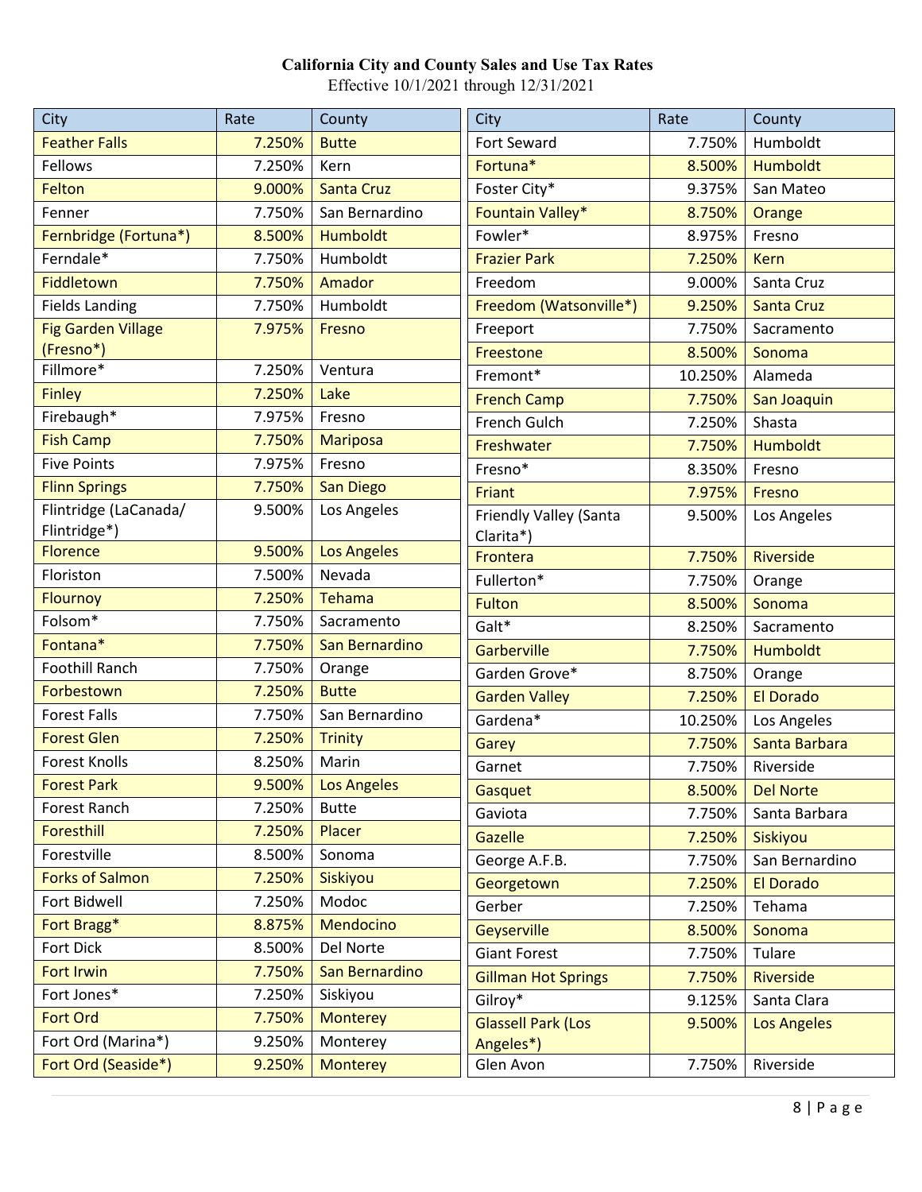**California City and County Sales and Use Tax Rates**

Effective 10/1/2021 through 12/31/2021

| City | Rate | County |
|---|---|---|
| Feather Falls | 7.250% | Butte |
| Fellows | 7.250% | Kern |
| Felton | 9.000% | Santa Cruz |
| Fenner | 7.750% | San Bernardino |
| Fernbridge (Fortuna*) | 8.500% | Humboldt |
| Ferndale* | 7.750% | Humboldt |
| Fiddletown | 7.750% | Amador |
| Fields Landing | 7.750% | Humboldt |
| Fig Garden Village (Fresno*) | 7.975% | Fresno |
| Fillmore* | 7.250% | Ventura |
| Finley | 7.250% | Lake |
| Firebaugh* | 7.975% | Fresno |
| Fish Camp | 7.750% | Mariposa |
| Five Points | 7.975% | Fresno |
| Flinn Springs | 7.750% | San Diego |
| Flintridge (LaCanada/ Flintridge*) | 9.500% | Los Angeles |
| Florence | 9.500% | Los Angeles |
| Floriston | 7.500% | Nevada |
| Flournoy | 7.250% | Tehama |
| Folsom* | 7.750% | Sacramento |
| Fontana* | 7.750% | San Bernardino |
| Foothill Ranch | 7.750% | Orange |
| Forbestown | 7.250% | Butte |
| Forest Falls | 7.750% | San Bernardino |
| Forest Glen | 7.250% | Trinity |
| Forest Knolls | 8.250% | Marin |
| Forest Park | 9.500% | Los Angeles |
| Forest Ranch | 7.250% | Butte |
| Foresthill | 7.250% | Placer |
| Forestville | 8.500% | Sonoma |
| Forks of Salmon | 7.250% | Siskiyou |
| Fort Bidwell | 7.250% | Modoc |
| Fort Bragg* | 8.875% | Mendocino |
| Fort Dick | 8.500% | Del Norte |
| Fort Irwin | 7.750% | San Bernardino |
| Fort Jones* | 7.250% | Siskiyou |
| Fort Ord | 7.750% | Monterey |
| Fort Ord (Marina*) | 9.250% | Monterey |
| Fort Ord (Seaside*) | 9.250% | Monterey |
| Fort Seward | 7.750% | Humboldt |
| Fortuna* | 8.500% | Humboldt |
| Foster City* | 9.375% | San Mateo |
| Fountain Valley* | 8.750% | Orange |
| Fowler* | 8.975% | Fresno |
| Frazier Park | 7.250% | Kern |
| Freedom | 9.000% | Santa Cruz |
| Freedom (Watsonville*) | 9.250% | Santa Cruz |
| Freeport | 7.750% | Sacramento |
| Freestone | 8.500% | Sonoma |
| Fremont* | 10.250% | Alameda |
| French Camp | 7.750% | San Joaquin |
| French Gulch | 7.250% | Shasta |
| Freshwater | 7.750% | Humboldt |
| Fresno* | 8.350% | Fresno |
| Friant | 7.975% | Fresno |
| Friendly Valley (Santa Clarita*) | 9.500% | Los Angeles |
| Frontera | 7.750% | Riverside |
| Fullerton* | 7.750% | Orange |
| Fulton | 8.500% | Sonoma |
| Galt* | 8.250% | Sacramento |
| Garberville | 7.750% | Humboldt |
| Garden Grove* | 8.750% | Orange |
| Garden Valley | 7.250% | El Dorado |
| Gardena* | 10.250% | Los Angeles |
| Garey | 7.750% | Santa Barbara |
| Garnet | 7.750% | Riverside |
| Gasquet | 8.500% | Del Norte |
| Gaviota | 7.750% | Santa Barbara |
| Gazelle | 7.250% | Siskiyou |
| George A.F.B. | 7.750% | San Bernardino |
| Georgetown | 7.250% | El Dorado |
| Gerber | 7.250% | Tehama |
| Geyserville | 8.500% | Sonoma |
| Giant Forest | 7.750% | Tulare |
| Gillman Hot Springs | 7.750% | Riverside |
| Gilroy* | 9.125% | Santa Clara |
| Glassell Park (Los Angeles*) | 9.500% | Los Angeles |
| Glen Avon | 7.750% | Riverside |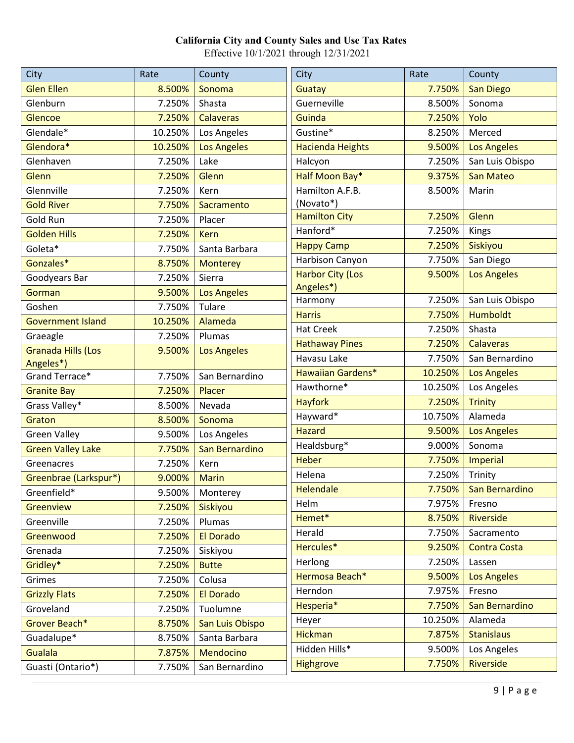**California City and County Sales and Use Tax Rates**
Effective 10/1/2021 through 12/31/2021

| City | Rate | County |
|---|---|---|
| Glen Ellen | 8.500% | Sonoma |
| Glenburn | 7.250% | Shasta |
| Glencoe | 7.250% | Calaveras |
| Glendale* | 10.250% | Los Angeles |
| Glendora* | 10.250% | Los Angeles |
| Glenhaven | 7.250% | Lake |
| Glenn | 7.250% | Glenn |
| Glennville | 7.250% | Kern |
| Gold River | 7.750% | Sacramento |
| Gold Run | 7.250% | Placer |
| Golden Hills | 7.250% | Kern |
| Goleta* | 7.750% | Santa Barbara |
| Gonzales* | 8.750% | Monterey |
| Goodyears Bar | 7.250% | Sierra |
| Gorman | 9.500% | Los Angeles |
| Goshen | 7.750% | Tulare |
| Government Island | 10.250% | Alameda |
| Graeagle | 7.250% | Plumas |
| Granada Hills (Los Angeles*) | 9.500% | Los Angeles |
| Grand Terrace* | 7.750% | San Bernardino |
| Granite Bay | 7.250% | Placer |
| Grass Valley* | 8.500% | Nevada |
| Graton | 8.500% | Sonoma |
| Green Valley | 9.500% | Los Angeles |
| Green Valley Lake | 7.750% | San Bernardino |
| Greenacres | 7.250% | Kern |
| Greenbrae (Larkspur*) | 9.000% | Marin |
| Greenfield* | 9.500% | Monterey |
| Greenview | 7.250% | Siskiyou |
| Greenville | 7.250% | Plumas |
| Greenwood | 7.250% | El Dorado |
| Grenada | 7.250% | Siskiyou |
| Gridley* | 7.250% | Butte |
| Grimes | 7.250% | Colusa |
| Grizzly Flats | 7.250% | El Dorado |
| Groveland | 7.250% | Tuolumne |
| Grover Beach* | 8.750% | San Luis Obispo |
| Guadalupe* | 8.750% | Santa Barbara |
| Gualala | 7.875% | Mendocino |
| Guasti (Ontario*) | 7.750% | San Bernardino |
| Guatay | 7.750% | San Diego |
| Guerneville | 8.500% | Sonoma |
| Guinda | 7.250% | Yolo |
| Gustine* | 8.250% | Merced |
| Hacienda Heights | 9.500% | Los Angeles |
| Halcyon | 7.250% | San Luis Obispo |
| Half Moon Bay* | 9.375% | San Mateo |
| Hamilton A.F.B. (Novato*) | 8.500% | Marin |
| Hamilton City | 7.250% | Glenn |
| Hanford* | 7.250% | Kings |
| Happy Camp | 7.250% | Siskiyou |
| Harbison Canyon | 7.750% | San Diego |
| Harbor City (Los Angeles*) | 9.500% | Los Angeles |
| Harmony | 7.250% | San Luis Obispo |
| Harris | 7.750% | Humboldt |
| Hat Creek | 7.250% | Shasta |
| Hathaway Pines | 7.250% | Calaveras |
| Havasu Lake | 7.750% | San Bernardino |
| Hawaiian Gardens* | 10.250% | Los Angeles |
| Hawthorne* | 10.250% | Los Angeles |
| Hayfork | 7.250% | Trinity |
| Hayward* | 10.750% | Alameda |
| Hazard | 9.500% | Los Angeles |
| Healdsburg* | 9.000% | Sonoma |
| Heber | 7.750% | Imperial |
| Helena | 7.250% | Trinity |
| Helendale | 7.750% | San Bernardino |
| Helm | 7.975% | Fresno |
| Hemet* | 8.750% | Riverside |
| Herald | 7.750% | Sacramento |
| Hercules* | 9.250% | Contra Costa |
| Herlong | 7.250% | Lassen |
| Hermosa Beach* | 9.500% | Los Angeles |
| Herndon | 7.975% | Fresno |
| Hesperia* | 7.750% | San Bernardino |
| Heyer | 10.250% | Alameda |
| Hickman | 7.875% | Stanislaus |
| Hidden Hills* | 9.500% | Los Angeles |
| Highgrove | 7.750% | Riverside |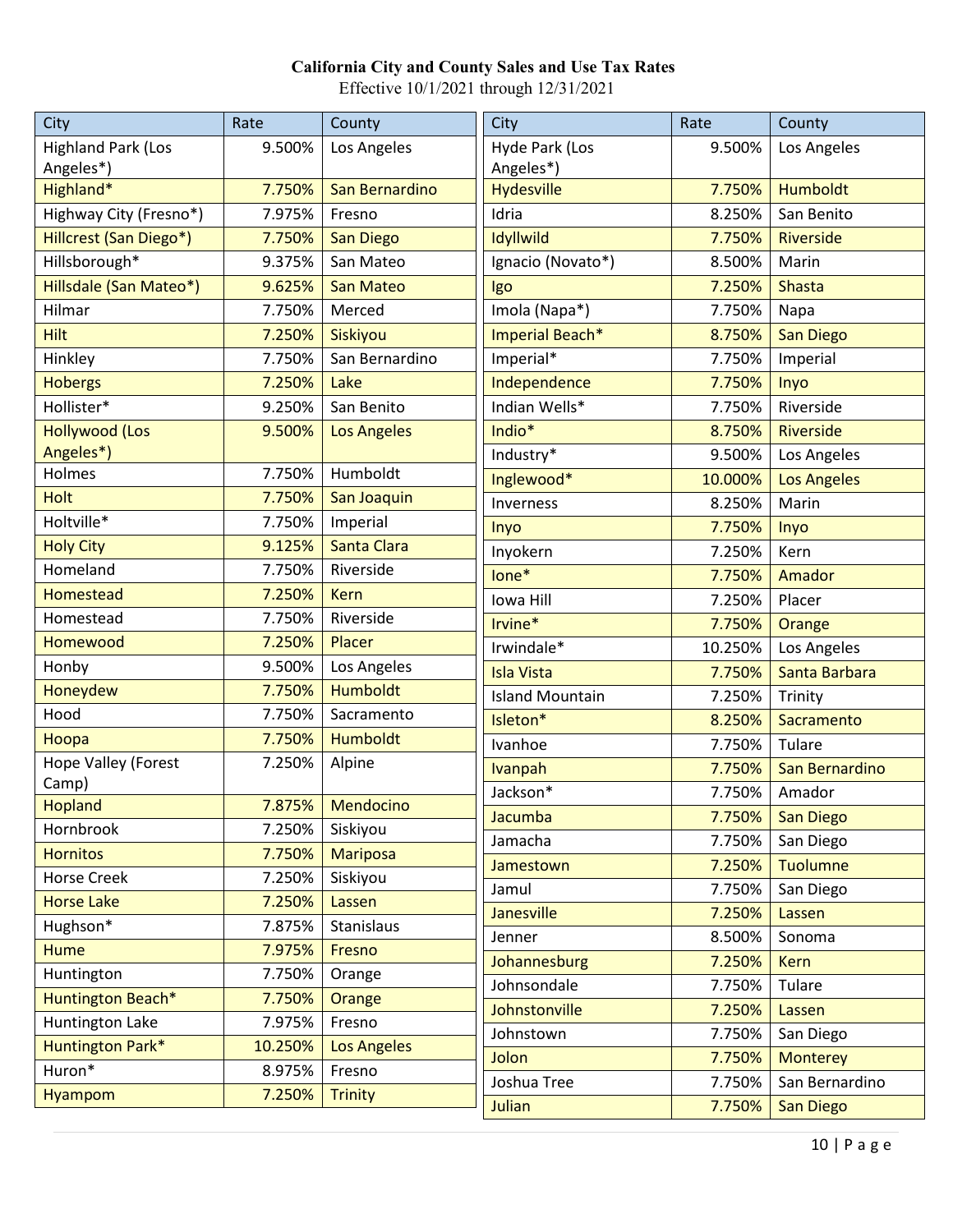**California City and County Sales and Use Tax Rates**

Effective 10/1/2021 through 12/31/2021

| City | Rate | County |
|---|---|---|
| Highland Park (Los Angeles*) | 9.500% | Los Angeles |
| Highland* | 7.750% | San Bernardino |
| Highway City (Fresno*) | 7.975% | Fresno |
| Hillcrest (San Diego*) | 7.750% | San Diego |
| Hillsborough* | 9.375% | San Mateo |
| Hillsdale (San Mateo*) | 9.625% | San Mateo |
| Hilmar | 7.750% | Merced |
| Hilt | 7.250% | Siskiyou |
| Hinkley | 7.750% | San Bernardino |
| Hobergs | 7.250% | Lake |
| Hollister* | 9.250% | San Benito |
| Hollywood (Los Angeles*) | 9.500% | Los Angeles |
| Holmes | 7.750% | Humboldt |
| Holt | 7.750% | San Joaquin |
| Holtville* | 7.750% | Imperial |
| Holy City | 9.125% | Santa Clara |
| Homeland | 7.750% | Riverside |
| Homestead | 7.250% | Kern |
| Homestead | 7.750% | Riverside |
| Homewood | 7.250% | Placer |
| Honby | 9.500% | Los Angeles |
| Honeydew | 7.750% | Humboldt |
| Hood | 7.750% | Sacramento |
| Hoopa | 7.750% | Humboldt |
| Hope Valley (Forest Camp) | 7.250% | Alpine |
| Hopland | 7.875% | Mendocino |
| Hornbrook | 7.250% | Siskiyou |
| Hornitos | 7.750% | Mariposa |
| Horse Creek | 7.250% | Siskiyou |
| Horse Lake | 7.250% | Lassen |
| Hughson* | 7.875% | Stanislaus |
| Hume | 7.975% | Fresno |
| Huntington | 7.750% | Orange |
| Huntington Beach* | 7.750% | Orange |
| Huntington Lake | 7.975% | Fresno |
| Huntington Park* | 10.250% | Los Angeles |
| Huron* | 8.975% | Fresno |
| Hyampom | 7.250% | Trinity |
| Hyde Park (Los Angeles*) | 9.500% | Los Angeles |
| Hydesville | 7.750% | Humboldt |
| Idria | 8.250% | San Benito |
| Idyllwild | 7.750% | Riverside |
| Ignacio (Novato*) | 8.500% | Marin |
| Igo | 7.250% | Shasta |
| Imola (Napa*) | 7.750% | Napa |
| Imperial Beach* | 8.750% | San Diego |
| Imperial* | 7.750% | Imperial |
| Independence | 7.750% | Inyo |
| Indian Wells* | 7.750% | Riverside |
| Indio* | 8.750% | Riverside |
| Industry* | 9.500% | Los Angeles |
| Inglewood* | 10.000% | Los Angeles |
| Inverness | 8.250% | Marin |
| Inyo | 7.750% | Inyo |
| Inyokern | 7.250% | Kern |
| Ione* | 7.750% | Amador |
| Iowa Hill | 7.250% | Placer |
| Irvine* | 7.750% | Orange |
| Irwindale* | 10.250% | Los Angeles |
| Isla Vista | 7.750% | Santa Barbara |
| Island Mountain | 7.250% | Trinity |
| Isleton* | 8.250% | Sacramento |
| Ivanhoe | 7.750% | Tulare |
| Ivanpah | 7.750% | San Bernardino |
| Jackson* | 7.750% | Amador |
| Jacumba | 7.750% | San Diego |
| Jamacha | 7.750% | San Diego |
| Jamestown | 7.250% | Tuolumne |
| Jamul | 7.750% | San Diego |
| Janesville | 7.250% | Lassen |
| Jenner | 8.500% | Sonoma |
| Johannesburg | 7.250% | Kern |
| Johnsondale | 7.750% | Tulare |
| Johnstonville | 7.250% | Lassen |
| Johnstown | 7.750% | San Diego |
| Jolon | 7.750% | Monterey |
| Joshua Tree | 7.750% | San Bernardino |
| Julian | 7.750% | San Diego |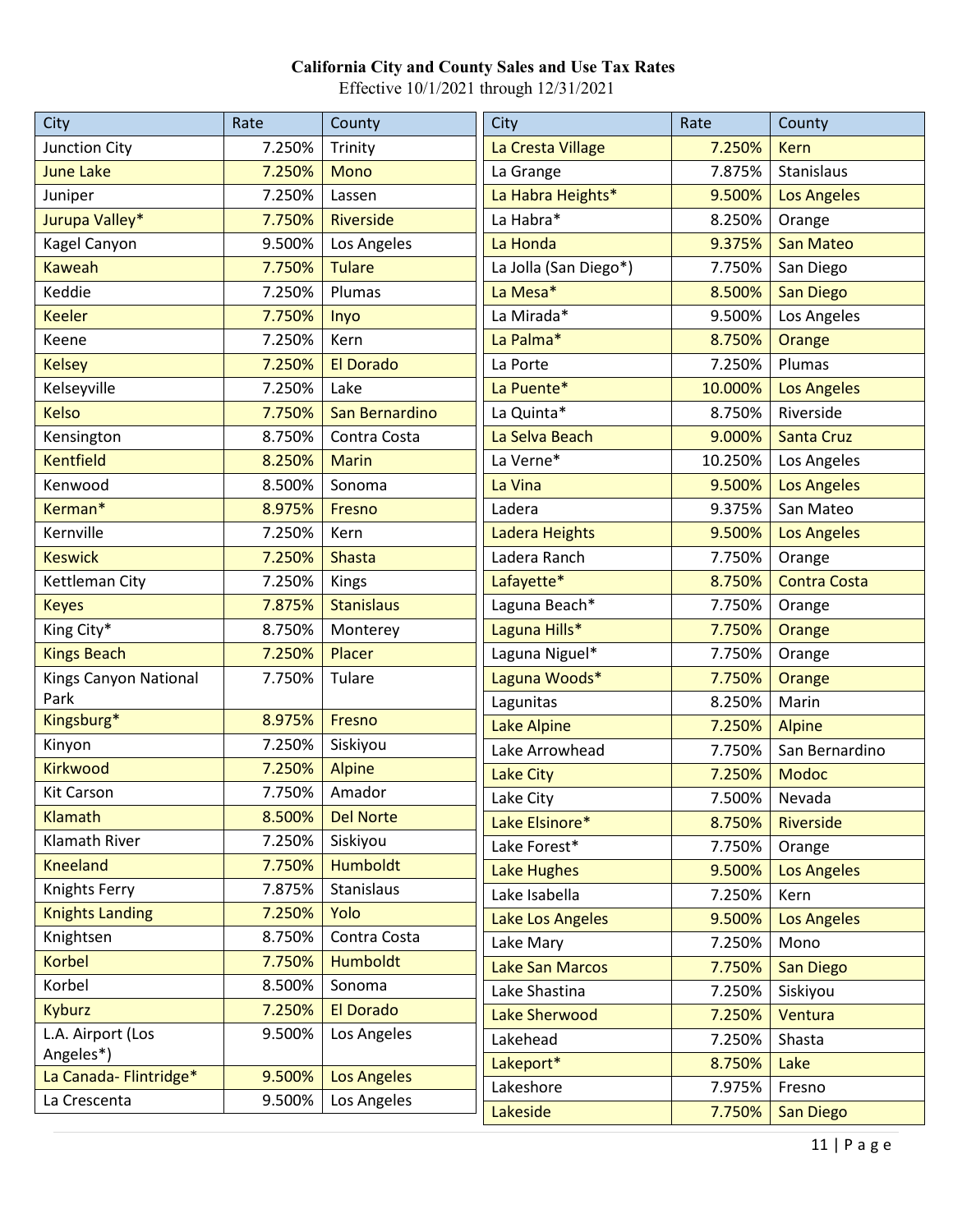# California City and County Sales and Use Tax Rates

Effective 10/1/2021 through 12/31/2021

| City | Rate | County |
|---|---|---|
| Junction City | 7.250% | Trinity |
| June Lake | 7.250% | Mono |
| Juniper | 7.250% | Lassen |
| Jurupa Valley* | 7.750% | Riverside |
| Kagel Canyon | 9.500% | Los Angeles |
| Kaweah | 7.750% | Tulare |
| Keddie | 7.250% | Plumas |
| Keeler | 7.750% | Inyo |
| Keene | 7.250% | Kern |
| Kelsey | 7.250% | El Dorado |
| Kelseyville | 7.250% | Lake |
| Kelso | 7.750% | San Bernardino |
| Kensington | 8.750% | Contra Costa |
| Kentfield | 8.250% | Marin |
| Kenwood | 8.500% | Sonoma |
| Kerman* | 8.975% | Fresno |
| Kernville | 7.250% | Kern |
| Keswick | 7.250% | Shasta |
| Kettleman City | 7.250% | Kings |
| Keyes | 7.875% | Stanislaus |
| King City* | 8.750% | Monterey |
| Kings Beach | 7.250% | Placer |
| Kings Canyon National Park | 7.750% | Tulare |
| Kingsburg* | 8.975% | Fresno |
| Kinyon | 7.250% | Siskiyou |
| Kirkwood | 7.250% | Alpine |
| Kit Carson | 7.750% | Amador |
| Klamath | 8.500% | Del Norte |
| Klamath River | 7.250% | Siskiyou |
| Kneeland | 7.750% | Humboldt |
| Knights Ferry | 7.875% | Stanislaus |
| Knights Landing | 7.250% | Yolo |
| Knightsen | 8.750% | Contra Costa |
| Korbel | 7.750% | Humboldt |
| Korbel | 8.500% | Sonoma |
| Kyburz | 7.250% | El Dorado |
| L.A. Airport (Los Angeles*) | 9.500% | Los Angeles |
| La Canada- Flintridge* | 9.500% | Los Angeles |
| La Crescenta | 9.500% | Los Angeles |
| La Cresta Village | 7.250% | Kern |
| La Grange | 7.875% | Stanislaus |
| La Habra Heights* | 9.500% | Los Angeles |
| La Habra* | 8.250% | Orange |
| La Honda | 9.375% | San Mateo |
| La Jolla (San Diego*) | 7.750% | San Diego |
| La Mesa* | 8.500% | San Diego |
| La Mirada* | 9.500% | Los Angeles |
| La Palma* | 8.750% | Orange |
| La Porte | 7.250% | Plumas |
| La Puente* | 10.000% | Los Angeles |
| La Quinta* | 8.750% | Riverside |
| La Selva Beach | 9.000% | Santa Cruz |
| La Verne* | 10.250% | Los Angeles |
| La Vina | 9.500% | Los Angeles |
| Ladera | 9.375% | San Mateo |
| Ladera Heights | 9.500% | Los Angeles |
| Ladera Ranch | 7.750% | Orange |
| Lafayette* | 8.750% | Contra Costa |
| Laguna Beach* | 7.750% | Orange |
| Laguna Hills* | 7.750% | Orange |
| Laguna Niguel* | 7.750% | Orange |
| Laguna Woods* | 7.750% | Orange |
| Lagunitas | 8.250% | Marin |
| Lake Alpine | 7.250% | Alpine |
| Lake Arrowhead | 7.750% | San Bernardino |
| Lake City | 7.250% | Modoc |
| Lake City | 7.500% | Nevada |
| Lake Elsinore* | 8.750% | Riverside |
| Lake Forest* | 7.750% | Orange |
| Lake Hughes | 9.500% | Los Angeles |
| Lake Isabella | 7.250% | Kern |
| Lake Los Angeles | 9.500% | Los Angeles |
| Lake Mary | 7.250% | Mono |
| Lake San Marcos | 7.750% | San Diego |
| Lake Shastina | 7.250% | Siskiyou |
| Lake Sherwood | 7.250% | Ventura |
| Lakehead | 7.250% | Shasta |
| Lakeport* | 8.750% | Lake |
| Lakeshore | 7.975% | Fresno |
| Lakeside | 7.750% | San Diego |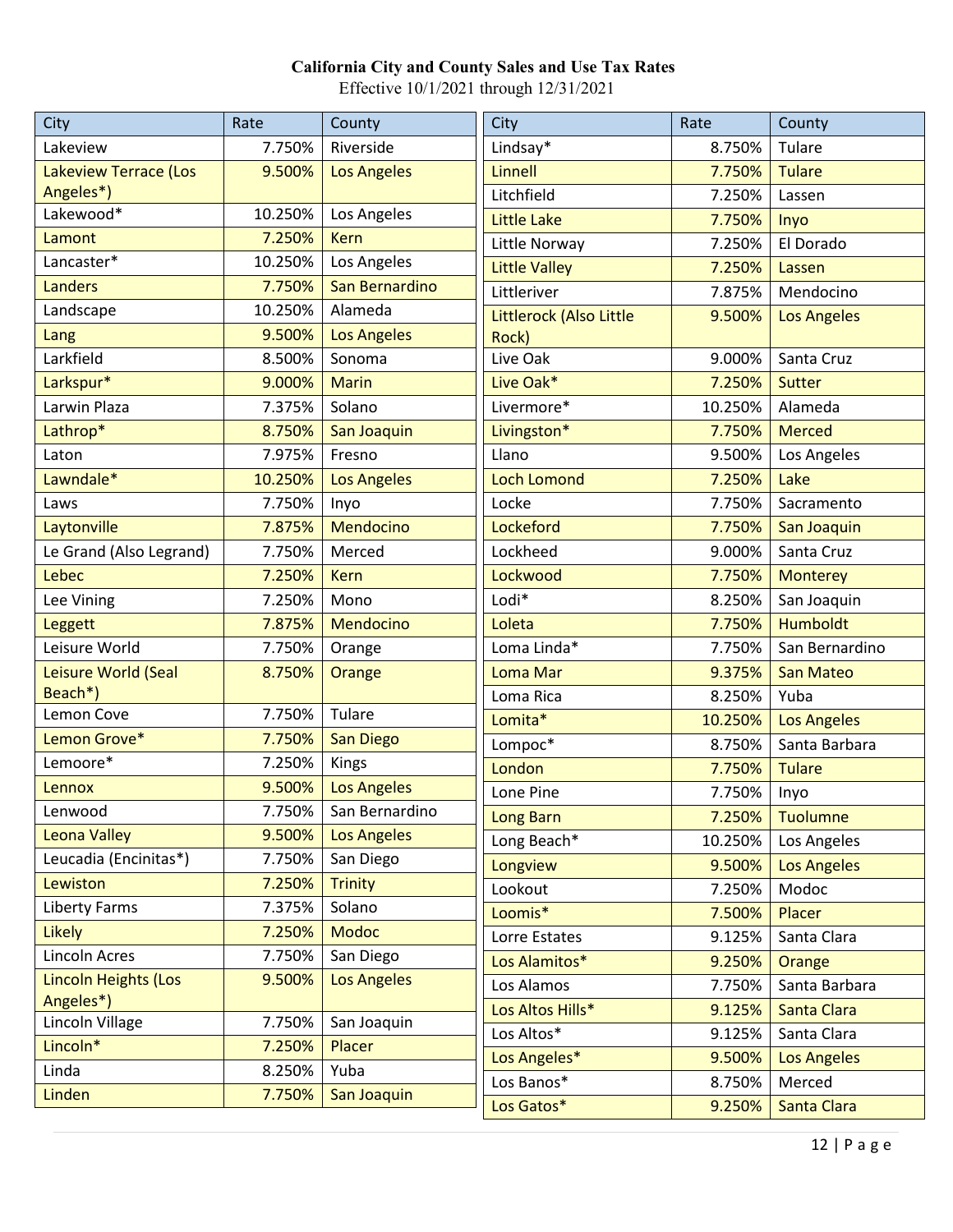**California City and County Sales and Use Tax Rates**
Effective 10/1/2021 through 12/31/2021

| City | Rate | County |
|---|---|---|
| Lakeview | 7.750% | Riverside |
| Lakeview Terrace (Los Angeles*) | 9.500% | Los Angeles |
| Lakewood* | 10.250% | Los Angeles |
| Lamont | 7.250% | Kern |
| Lancaster* | 10.250% | Los Angeles |
| Landers | 7.750% | San Bernardino |
| Landscape | 10.250% | Alameda |
| Lang | 9.500% | Los Angeles |
| Larkfield | 8.500% | Sonoma |
| Larkspur* | 9.000% | Marin |
| Larwin Plaza | 7.375% | Solano |
| Lathrop* | 8.750% | San Joaquin |
| Laton | 7.975% | Fresno |
| Lawndale* | 10.250% | Los Angeles |
| Laws | 7.750% | Inyo |
| Laytonville | 7.875% | Mendocino |
| Le Grand (Also Legrand) | 7.750% | Merced |
| Lebec | 7.250% | Kern |
| Lee Vining | 7.250% | Mono |
| Leggett | 7.875% | Mendocino |
| Leisure World | 7.750% | Orange |
| Leisure World (Seal Beach*) | 8.750% | Orange |
| Lemon Cove | 7.750% | Tulare |
| Lemon Grove* | 7.750% | San Diego |
| Lemoore* | 7.250% | Kings |
| Lennox | 9.500% | Los Angeles |
| Lenwood | 7.750% | San Bernardino |
| Leona Valley | 9.500% | Los Angeles |
| Leucadia (Encinitas*) | 7.750% | San Diego |
| Lewiston | 7.250% | Trinity |
| Liberty Farms | 7.375% | Solano |
| Likely | 7.250% | Modoc |
| Lincoln Acres | 7.750% | San Diego |
| Lincoln Heights (Los Angeles*) | 9.500% | Los Angeles |
| Lincoln Village | 7.750% | San Joaquin |
| Lincoln* | 7.250% | Placer |
| Linda | 8.250% | Yuba |
| Linden | 7.750% | San Joaquin |
| Lindsay* | 8.750% | Tulare |
| Linnell | 7.750% | Tulare |
| Litchfield | 7.250% | Lassen |
| Little Lake | 7.750% | Inyo |
| Little Norway | 7.250% | El Dorado |
| Little Valley | 7.250% | Lassen |
| Littleriver | 7.875% | Mendocino |
| Littlerock (Also Little Rock) | 9.500% | Los Angeles |
| Live Oak | 9.000% | Santa Cruz |
| Live Oak* | 7.250% | Sutter |
| Livermore* | 10.250% | Alameda |
| Livingston* | 7.750% | Merced |
| Llano | 9.500% | Los Angeles |
| Loch Lomond | 7.250% | Lake |
| Locke | 7.750% | Sacramento |
| Lockeford | 7.750% | San Joaquin |
| Lockheed | 9.000% | Santa Cruz |
| Lockwood | 7.750% | Monterey |
| Lodi* | 8.250% | San Joaquin |
| Loleta | 7.750% | Humboldt |
| Loma Linda* | 7.750% | San Bernardino |
| Loma Mar | 9.375% | San Mateo |
| Loma Rica | 8.250% | Yuba |
| Lomita* | 10.250% | Los Angeles |
| Lompoc* | 8.750% | Santa Barbara |
| London | 7.750% | Tulare |
| Lone Pine | 7.750% | Inyo |
| Long Barn | 7.250% | Tuolumne |
| Long Beach* | 10.250% | Los Angeles |
| Longview | 9.500% | Los Angeles |
| Lookout | 7.250% | Modoc |
| Loomis* | 7.500% | Placer |
| Lorre Estates | 9.125% | Santa Clara |
| Los Alamitos* | 9.250% | Orange |
| Los Alamos | 7.750% | Santa Barbara |
| Los Altos Hills* | 9.125% | Santa Clara |
| Los Altos* | 9.125% | Santa Clara |
| Los Angeles* | 9.500% | Los Angeles |
| Los Banos* | 8.750% | Merced |
| Los Gatos* | 9.250% | Santa Clara |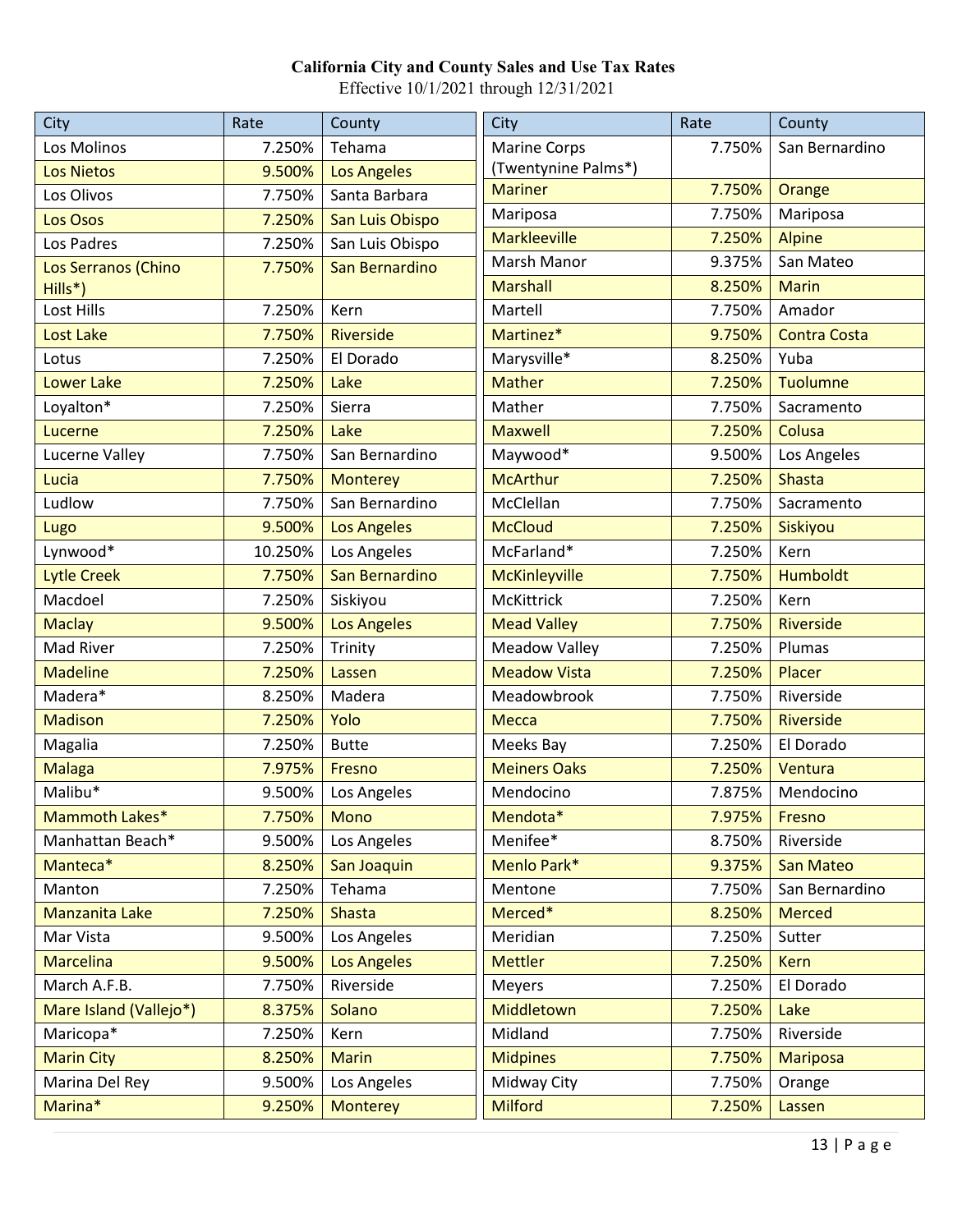**California City and County Sales and Use Tax Rates**
Effective 10/1/2021 through 12/31/2021

| City | Rate | County |
|---|---|---|
| Los Molinos | 7.250% | Tehama |
| Los Nietos | 9.500% | Los Angeles |
| Los Olivos | 7.750% | Santa Barbara |
| Los Osos | 7.250% | San Luis Obispo |
| Los Padres | 7.250% | San Luis Obispo |
| Los Serranos (Chino Hills*) | 7.750% | San Bernardino |
| Lost Hills | 7.250% | Kern |
| Lost Lake | 7.750% | Riverside |
| Lotus | 7.250% | El Dorado |
| Lower Lake | 7.250% | Lake |
| Loyalton* | 7.250% | Sierra |
| Lucerne | 7.250% | Lake |
| Lucerne Valley | 7.750% | San Bernardino |
| Lucia | 7.750% | Monterey |
| Ludlow | 7.750% | San Bernardino |
| Lugo | 9.500% | Los Angeles |
| Lynwood* | 10.250% | Los Angeles |
| Lytle Creek | 7.750% | San Bernardino |
| Macdoel | 7.250% | Siskiyou |
| Maclay | 9.500% | Los Angeles |
| Mad River | 7.250% | Trinity |
| Madeline | 7.250% | Lassen |
| Madera* | 8.250% | Madera |
| Madison | 7.250% | Yolo |
| Magalia | 7.250% | Butte |
| Malaga | 7.975% | Fresno |
| Malibu* | 9.500% | Los Angeles |
| Mammoth Lakes* | 7.750% | Mono |
| Manhattan Beach* | 9.500% | Los Angeles |
| Manteca* | 8.250% | San Joaquin |
| Manton | 7.250% | Tehama |
| Manzanita Lake | 7.250% | Shasta |
| Mar Vista | 9.500% | Los Angeles |
| Marcelina | 9.500% | Los Angeles |
| March A.F.B. | 7.750% | Riverside |
| Mare Island (Vallejo*) | 8.375% | Solano |
| Maricopa* | 7.250% | Kern |
| Marin City | 8.250% | Marin |
| Marina Del Rey | 9.500% | Los Angeles |
| Marina* | 9.250% | Monterey |
| Marine Corps (Twentynine Palms*) | 7.750% | San Bernardino |
| Mariner | 7.750% | Orange |
| Mariposa | 7.750% | Mariposa |
| Markleeville | 7.250% | Alpine |
| Marsh Manor | 9.375% | San Mateo |
| Marshall | 8.250% | Marin |
| Martell | 7.750% | Amador |
| Martinez* | 9.750% | Contra Costa |
| Marysville* | 8.250% | Yuba |
| Mather | 7.250% | Tuolumne |
| Mather | 7.750% | Sacramento |
| Maxwell | 7.250% | Colusa |
| Maywood* | 9.500% | Los Angeles |
| McArthur | 7.250% | Shasta |
| McClellan | 7.750% | Sacramento |
| McCloud | 7.250% | Siskiyou |
| McFarland* | 7.250% | Kern |
| McKinleyville | 7.750% | Humboldt |
| McKittrick | 7.250% | Kern |
| Mead Valley | 7.750% | Riverside |
| Meadow Valley | 7.250% | Plumas |
| Meadow Vista | 7.250% | Placer |
| Meadowbrook | 7.750% | Riverside |
| Mecca | 7.750% | Riverside |
| Meeks Bay | 7.250% | El Dorado |
| Meiners Oaks | 7.250% | Ventura |
| Mendocino | 7.875% | Mendocino |
| Mendota* | 7.975% | Fresno |
| Menifee* | 8.750% | Riverside |
| Menlo Park* | 9.375% | San Mateo |
| Mentone | 7.750% | San Bernardino |
| Merced* | 8.250% | Merced |
| Meridian | 7.250% | Sutter |
| Mettler | 7.250% | Kern |
| Meyers | 7.250% | El Dorado |
| Middletown | 7.250% | Lake |
| Midland | 7.750% | Riverside |
| Midpines | 7.750% | Mariposa |
| Midway City | 7.750% | Orange |
| Milford | 7.250% | Lassen |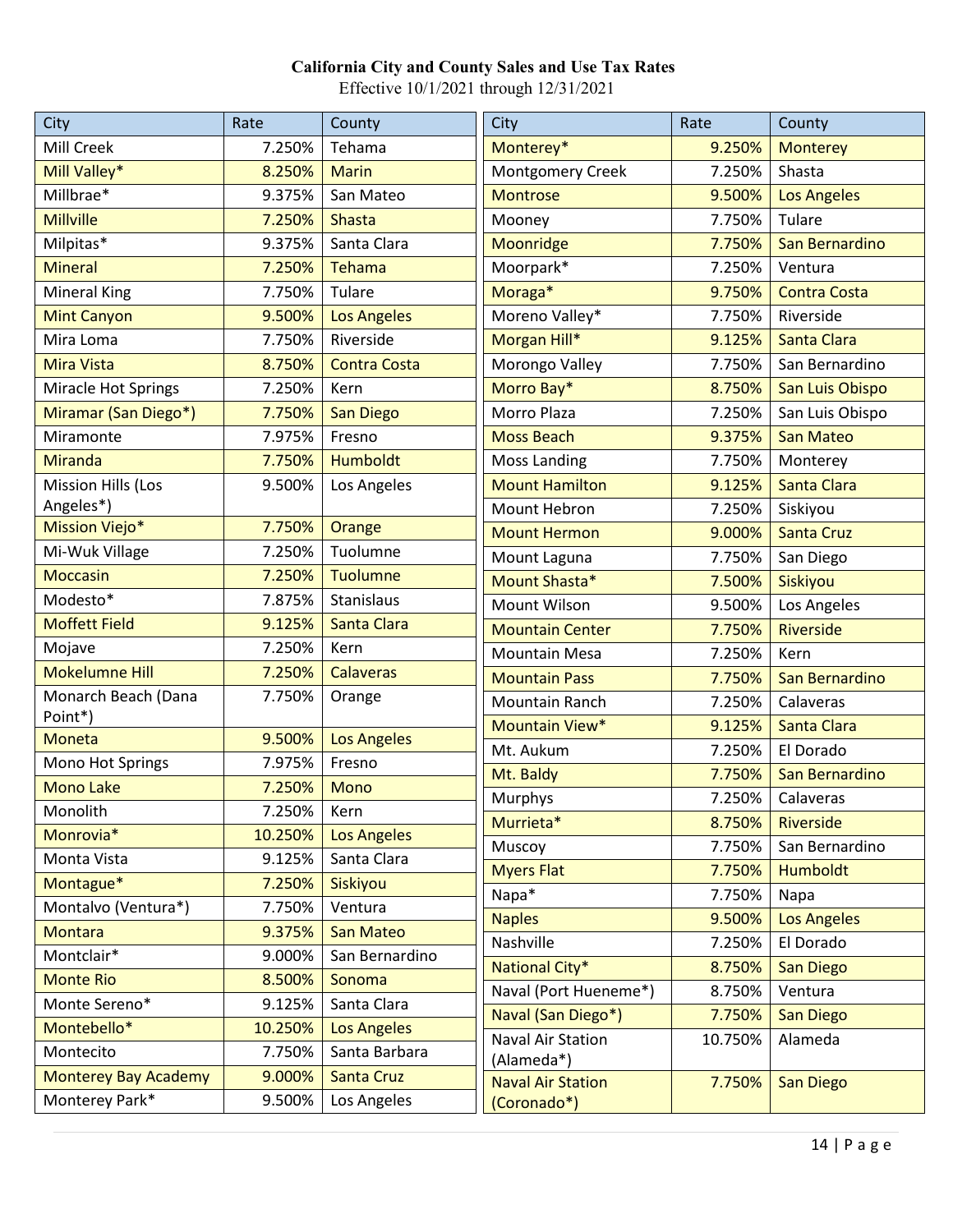**California City and County Sales and Use Tax Rates**

Effective 10/1/2021 through 12/31/2021

| City | Rate | County |
|---|---|---|
| Mill Creek | 7.250% | Tehama |
| Mill Valley* | 8.250% | Marin |
| Millbrae* | 9.375% | San Mateo |
| Millville | 7.250% | Shasta |
| Milpitas* | 9.375% | Santa Clara |
| Mineral | 7.250% | Tehama |
| Mineral King | 7.750% | Tulare |
| Mint Canyon | 9.500% | Los Angeles |
| Mira Loma | 7.750% | Riverside |
| Mira Vista | 8.750% | Contra Costa |
| Miracle Hot Springs | 7.250% | Kern |
| Miramar (San Diego*) | 7.750% | San Diego |
| Miramonte | 7.975% | Fresno |
| Miranda | 7.750% | Humboldt |
| Mission Hills (Los Angeles*) | 9.500% | Los Angeles |
| Mission Viejo* | 7.750% | Orange |
| Mi-Wuk Village | 7.250% | Tuolumne |
| Moccasin | 7.250% | Tuolumne |
| Modesto* | 7.875% | Stanislaus |
| Moffett Field | 9.125% | Santa Clara |
| Mojave | 7.250% | Kern |
| Mokelumne Hill | 7.250% | Calaveras |
| Monarch Beach (Dana Point*) | 7.750% | Orange |
| Moneta | 9.500% | Los Angeles |
| Mono Hot Springs | 7.975% | Fresno |
| Mono Lake | 7.250% | Mono |
| Monolith | 7.250% | Kern |
| Monrovia* | 10.250% | Los Angeles |
| Monta Vista | 9.125% | Santa Clara |
| Montague* | 7.250% | Siskiyou |
| Montalvo (Ventura*) | 7.750% | Ventura |
| Montara | 9.375% | San Mateo |
| Montclair* | 9.000% | San Bernardino |
| Monte Rio | 8.500% | Sonoma |
| Monte Sereno* | 9.125% | Santa Clara |
| Montebello* | 10.250% | Los Angeles |
| Montecito | 7.750% | Santa Barbara |
| Monterey Bay Academy | 9.000% | Santa Cruz |
| Monterey Park* | 9.500% | Los Angeles |
| Monterey* | 9.250% | Monterey |
| Montgomery Creek | 7.250% | Shasta |
| Montrose | 9.500% | Los Angeles |
| Mooney | 7.750% | Tulare |
| Moonridge | 7.750% | San Bernardino |
| Moorpark* | 7.250% | Ventura |
| Moraga* | 9.750% | Contra Costa |
| Moreno Valley* | 7.750% | Riverside |
| Morgan Hill* | 9.125% | Santa Clara |
| Morongo Valley | 7.750% | San Bernardino |
| Morro Bay* | 8.750% | San Luis Obispo |
| Morro Plaza | 7.250% | San Luis Obispo |
| Moss Beach | 9.375% | San Mateo |
| Moss Landing | 7.750% | Monterey |
| Mount Hamilton | 9.125% | Santa Clara |
| Mount Hebron | 7.250% | Siskiyou |
| Mount Hermon | 9.000% | Santa Cruz |
| Mount Laguna | 7.750% | San Diego |
| Mount Shasta* | 7.500% | Siskiyou |
| Mount Wilson | 9.500% | Los Angeles |
| Mountain Center | 7.750% | Riverside |
| Mountain Mesa | 7.250% | Kern |
| Mountain Pass | 7.750% | San Bernardino |
| Mountain Ranch | 7.250% | Calaveras |
| Mountain View* | 9.125% | Santa Clara |
| Mt. Aukum | 7.250% | El Dorado |
| Mt. Baldy | 7.750% | San Bernardino |
| Murphys | 7.250% | Calaveras |
| Murrieta* | 8.750% | Riverside |
| Muscoy | 7.750% | San Bernardino |
| Myers Flat | 7.750% | Humboldt |
| Napa* | 7.750% | Napa |
| Naples | 9.500% | Los Angeles |
| Nashville | 7.250% | El Dorado |
| National City* | 8.750% | San Diego |
| Naval (Port Hueneme*) | 8.750% | Ventura |
| Naval (San Diego*) | 7.750% | San Diego |
| Naval Air Station (Alameda*) | 10.750% | Alameda |
| Naval Air Station (Coronado*) | 7.750% | San Diego |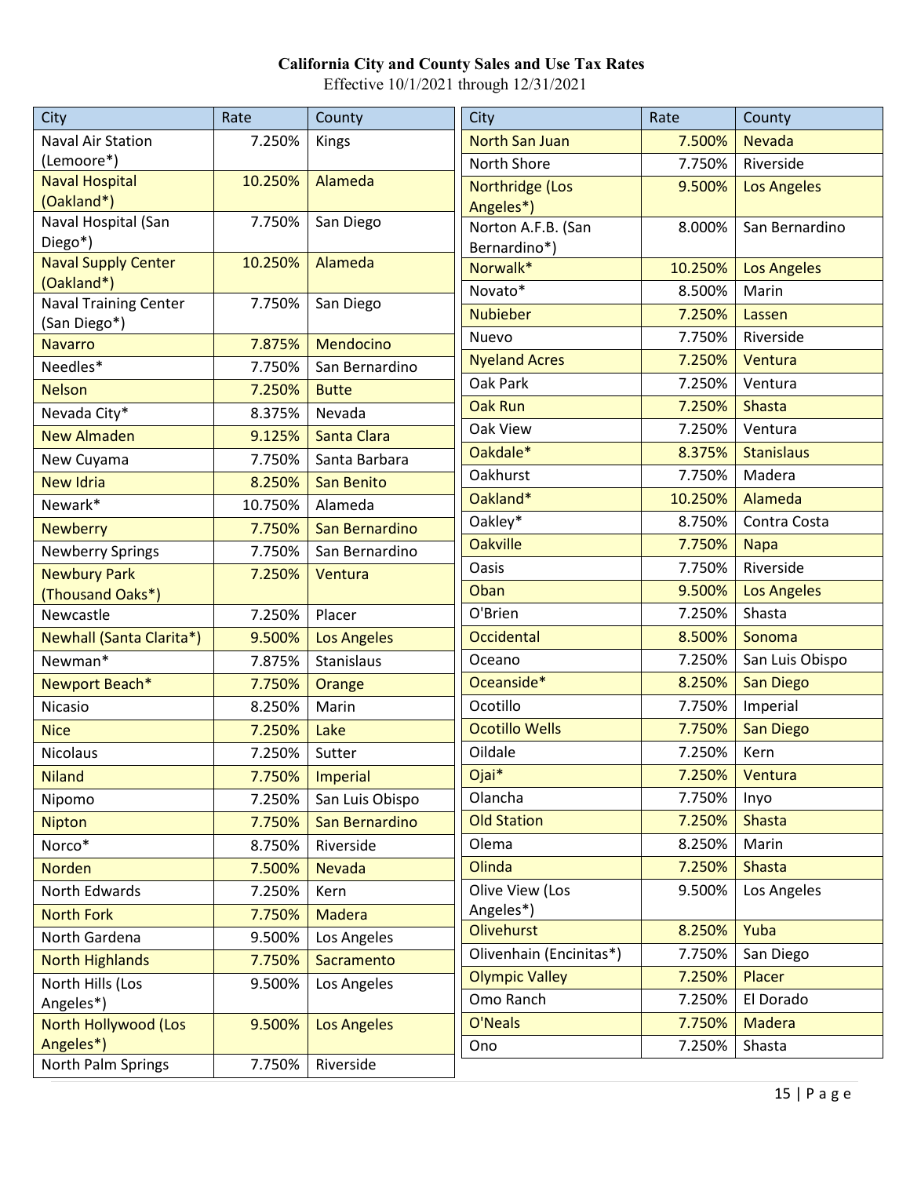**California City and County Sales and Use Tax Rates**

Effective 10/1/2021 through 12/31/2021

| City | Rate | County |
|---|---|---|
| Naval Air Station (Lemoore*) | 7.250% | Kings |
| Naval Hospital (Oakland*) | 10.250% | Alameda |
| Naval Hospital (San Diego*) | 7.750% | San Diego |
| Naval Supply Center (Oakland*) | 10.250% | Alameda |
| Naval Training Center (San Diego*) | 7.750% | San Diego |
| Navarro | 7.875% | Mendocino |
| Needles* | 7.750% | San Bernardino |
| Nelson | 7.250% | Butte |
| Nevada City* | 8.375% | Nevada |
| New Almaden | 9.125% | Santa Clara |
| New Cuyama | 7.750% | Santa Barbara |
| New Idria | 8.250% | San Benito |
| Newark* | 10.750% | Alameda |
| Newberry | 7.750% | San Bernardino |
| Newberry Springs | 7.750% | San Bernardino |
| Newbury Park (Thousand Oaks*) | 7.250% | Ventura |
| Newcastle | 7.250% | Placer |
| Newhall (Santa Clarita*) | 9.500% | Los Angeles |
| Newman* | 7.875% | Stanislaus |
| Newport Beach* | 7.750% | Orange |
| Nicasio | 8.250% | Marin |
| Nice | 7.250% | Lake |
| Nicolaus | 7.250% | Sutter |
| Niland | 7.750% | Imperial |
| Nipomo | 7.250% | San Luis Obispo |
| Nipton | 7.750% | San Bernardino |
| Norco* | 8.750% | Riverside |
| Norden | 7.500% | Nevada |
| North Edwards | 7.250% | Kern |
| North Fork | 7.750% | Madera |
| North Gardena | 9.500% | Los Angeles |
| North Highlands | 7.750% | Sacramento |
| North Hills (Los Angeles*) | 9.500% | Los Angeles |
| North Hollywood (Los Angeles*) | 9.500% | Los Angeles |
| North Palm Springs | 7.750% | Riverside |
| North San Juan | 7.500% | Nevada |
| North Shore | 7.750% | Riverside |
| Northridge (Los Angeles*) | 9.500% | Los Angeles |
| Norton A.F.B. (San Bernardino*) | 8.000% | San Bernardino |
| Norwalk* | 10.250% | Los Angeles |
| Novato* | 8.500% | Marin |
| Nubieber | 7.250% | Lassen |
| Nuevo | 7.750% | Riverside |
| Nyeland Acres | 7.250% | Ventura |
| Oak Park | 7.250% | Ventura |
| Oak Run | 7.250% | Shasta |
| Oak View | 7.250% | Ventura |
| Oakdale* | 8.375% | Stanislaus |
| Oakhurst | 7.750% | Madera |
| Oakland* | 10.250% | Alameda |
| Oakley* | 8.750% | Contra Costa |
| Oakville | 7.750% | Napa |
| Oasis | 7.750% | Riverside |
| Oban | 9.500% | Los Angeles |
| O'Brien | 7.250% | Shasta |
| Occidental | 8.500% | Sonoma |
| Oceano | 7.250% | San Luis Obispo |
| Oceanside* | 8.250% | San Diego |
| Ocotillo | 7.750% | Imperial |
| Ocotillo Wells | 7.750% | San Diego |
| Oildale | 7.250% | Kern |
| Ojai* | 7.250% | Ventura |
| Olancha | 7.750% | Inyo |
| Old Station | 7.250% | Shasta |
| Olema | 8.250% | Marin |
| Olinda | 7.250% | Shasta |
| Olive View (Los Angeles*) | 9.500% | Los Angeles |
| Olivehurst | 8.250% | Yuba |
| Olivenhain (Encinitas*) | 7.750% | San Diego |
| Olympic Valley | 7.250% | Placer |
| Omo Ranch | 7.250% | El Dorado |
| O'Neals | 7.750% | Madera |
| Ono | 7.250% | Shasta |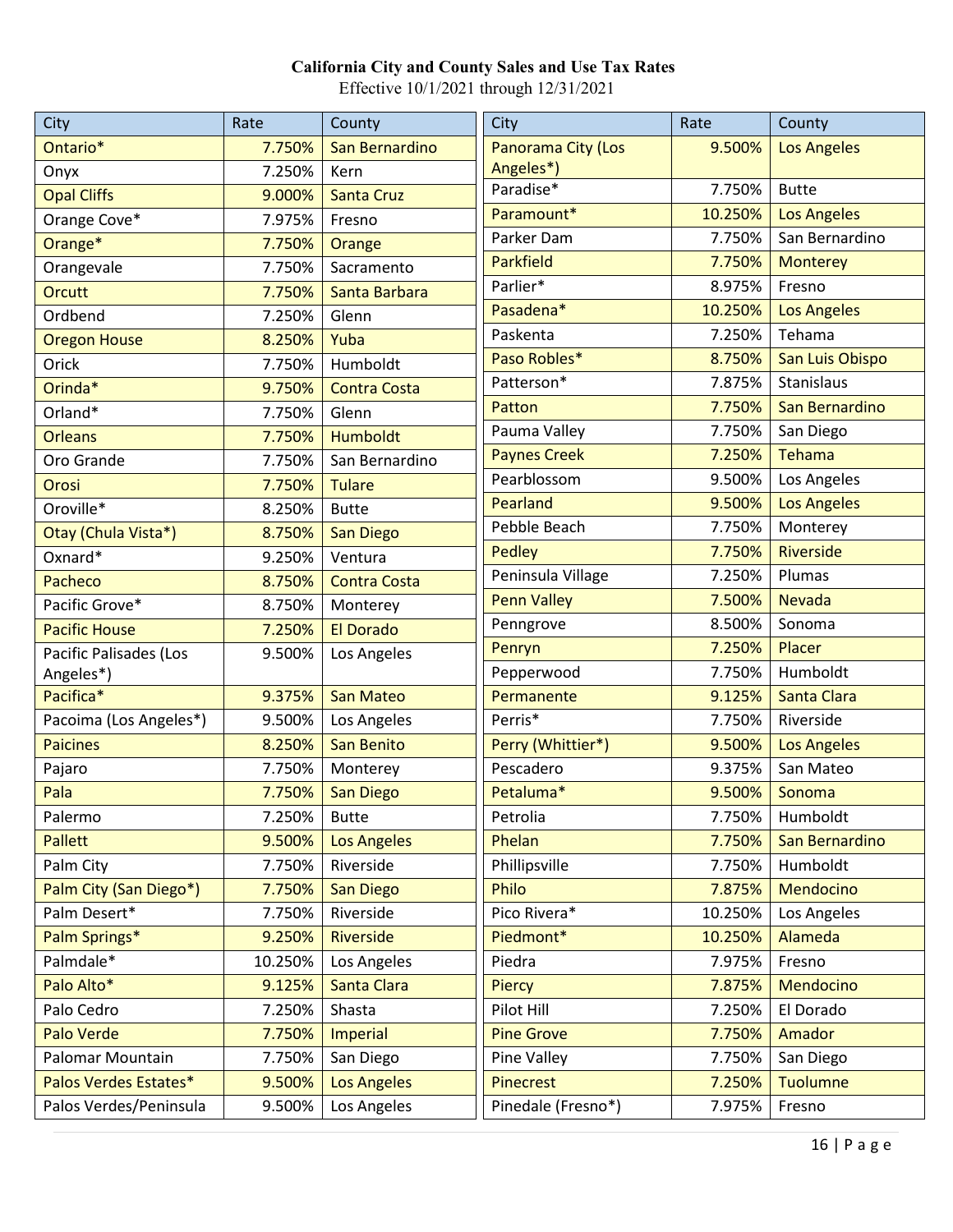# California City and County Sales and Use Tax Rates

Effective 10/1/2021 through 12/31/2021

| City | Rate | County |
|---|---|---|
| Ontario* | 7.750% | San Bernardino |
| Onyx | 7.250% | Kern |
| Opal Cliffs | 9.000% | Santa Cruz |
| Orange Cove* | 7.975% | Fresno |
| Orange* | 7.750% | Orange |
| Orangevale | 7.750% | Sacramento |
| Orcutt | 7.750% | Santa Barbara |
| Ordbend | 7.250% | Glenn |
| Oregon House | 8.250% | Yuba |
| Orick | 7.750% | Humboldt |
| Orinda* | 9.750% | Contra Costa |
| Orland* | 7.750% | Glenn |
| Orleans | 7.750% | Humboldt |
| Oro Grande | 7.750% | San Bernardino |
| Orosi | 7.750% | Tulare |
| Oroville* | 8.250% | Butte |
| Otay (Chula Vista*) | 8.750% | San Diego |
| Oxnard* | 9.250% | Ventura |
| Pacheco | 8.750% | Contra Costa |
| Pacific Grove* | 8.750% | Monterey |
| Pacific House | 7.250% | El Dorado |
| Pacific Palisades (Los Angeles*) | 9.500% | Los Angeles |
| Pacifica* | 9.375% | San Mateo |
| Pacoima (Los Angeles*) | 9.500% | Los Angeles |
| Paicines | 8.250% | San Benito |
| Pajaro | 7.750% | Monterey |
| Pala | 7.750% | San Diego |
| Palermo | 7.250% | Butte |
| Pallett | 9.500% | Los Angeles |
| Palm City | 7.750% | Riverside |
| Palm City (San Diego*) | 7.750% | San Diego |
| Palm Desert* | 7.750% | Riverside |
| Palm Springs* | 9.250% | Riverside |
| Palmdale* | 10.250% | Los Angeles |
| Palo Alto* | 9.125% | Santa Clara |
| Palo Cedro | 7.250% | Shasta |
| Palo Verde | 7.750% | Imperial |
| Palomar Mountain | 7.750% | San Diego |
| Palos Verdes Estates* | 9.500% | Los Angeles |
| Palos Verdes/Peninsula | 9.500% | Los Angeles |
| Panorama City (Los Angeles*) | 9.500% | Los Angeles |
| Paradise* | 7.750% | Butte |
| Paramount* | 10.250% | Los Angeles |
| Parker Dam | 7.750% | San Bernardino |
| Parkfield | 7.750% | Monterey |
| Parlier* | 8.975% | Fresno |
| Pasadena* | 10.250% | Los Angeles |
| Paskenta | 7.250% | Tehama |
| Paso Robles* | 8.750% | San Luis Obispo |
| Patterson* | 7.875% | Stanislaus |
| Patton | 7.750% | San Bernardino |
| Pauma Valley | 7.750% | San Diego |
| Paynes Creek | 7.250% | Tehama |
| Pearblossom | 9.500% | Los Angeles |
| Pearland | 9.500% | Los Angeles |
| Pebble Beach | 7.750% | Monterey |
| Pedley | 7.750% | Riverside |
| Peninsula Village | 7.250% | Plumas |
| Penn Valley | 7.500% | Nevada |
| Penngrove | 8.500% | Sonoma |
| Penryn | 7.250% | Placer |
| Pepperwood | 7.750% | Humboldt |
| Permanente | 9.125% | Santa Clara |
| Perris* | 7.750% | Riverside |
| Perry (Whittier*) | 9.500% | Los Angeles |
| Pescadero | 9.375% | San Mateo |
| Petaluma* | 9.500% | Sonoma |
| Petrolia | 7.750% | Humboldt |
| Phelan | 7.750% | San Bernardino |
| Phillipsville | 7.750% | Humboldt |
| Philo | 7.875% | Mendocino |
| Pico Rivera* | 10.250% | Los Angeles |
| Piedmont* | 10.250% | Alameda |
| Piedra | 7.975% | Fresno |
| Piercy | 7.875% | Mendocino |
| Pilot Hill | 7.250% | El Dorado |
| Pine Grove | 7.750% | Amador |
| Pine Valley | 7.750% | San Diego |
| Pinecrest | 7.250% | Tuolumne |
| Pinedale (Fresno*) | 7.975% | Fresno |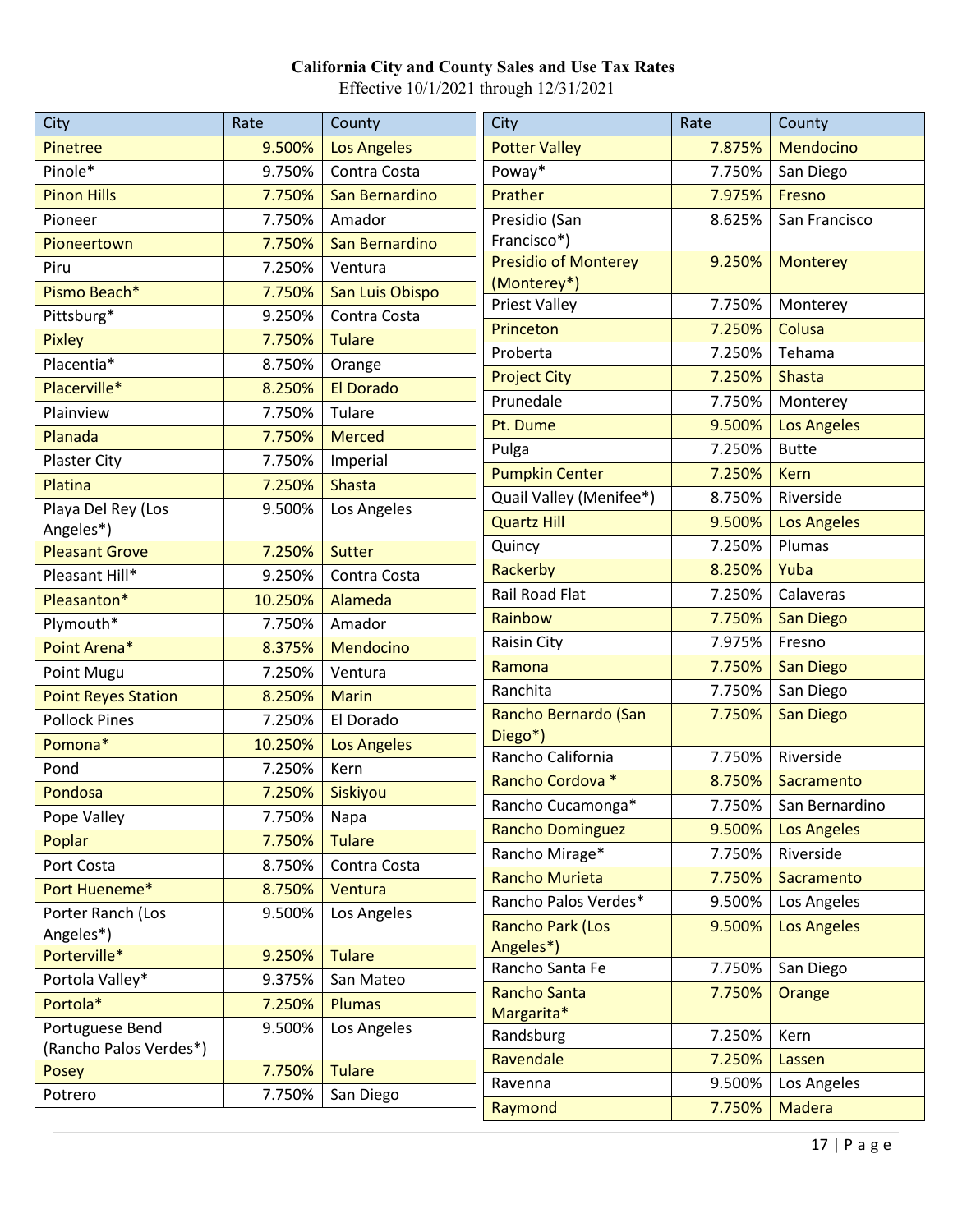# California City and County Sales and Use Tax Rates

Effective 10/1/2021 through 12/31/2021

| City | Rate | County |
|---|---|---|
| Pinetree | 9.500% | Los Angeles |
| Pinole* | 9.750% | Contra Costa |
| Pinon Hills | 7.750% | San Bernardino |
| Pioneer | 7.750% | Amador |
| Pioneertown | 7.750% | San Bernardino |
| Piru | 7.250% | Ventura |
| Pismo Beach* | 7.750% | San Luis Obispo |
| Pittsburg* | 9.250% | Contra Costa |
| Pixley | 7.750% | Tulare |
| Placentia* | 8.750% | Orange |
| Placerville* | 8.250% | El Dorado |
| Plainview | 7.750% | Tulare |
| Planada | 7.750% | Merced |
| Plaster City | 7.750% | Imperial |
| Platina | 7.250% | Shasta |
| Playa Del Rey (Los Angeles*) | 9.500% | Los Angeles |
| Pleasant Grove | 7.250% | Sutter |
| Pleasant Hill* | 9.250% | Contra Costa |
| Pleasanton* | 10.250% | Alameda |
| Plymouth* | 7.750% | Amador |
| Point Arena* | 8.375% | Mendocino |
| Point Mugu | 7.250% | Ventura |
| Point Reyes Station | 8.250% | Marin |
| Pollock Pines | 7.250% | El Dorado |
| Pomona* | 10.250% | Los Angeles |
| Pond | 7.250% | Kern |
| Pondosa | 7.250% | Siskiyou |
| Pope Valley | 7.750% | Napa |
| Poplar | 7.750% | Tulare |
| Port Costa | 8.750% | Contra Costa |
| Port Hueneme* | 8.750% | Ventura |
| Porter Ranch (Los Angeles*) | 9.500% | Los Angeles |
| Porterville* | 9.250% | Tulare |
| Portola Valley* | 9.375% | San Mateo |
| Portola* | 7.250% | Plumas |
| Portuguese Bend (Rancho Palos Verdes*) | 9.500% | Los Angeles |
| Posey | 7.750% | Tulare |
| Potrero | 7.750% | San Diego |
| Potter Valley | 7.875% | Mendocino |
| Poway* | 7.750% | San Diego |
| Prather | 7.975% | Fresno |
| Presidio (San Francisco*) | 8.625% | San Francisco |
| Presidio of Monterey (Monterey*) | 9.250% | Monterey |
| Priest Valley | 7.750% | Monterey |
| Princeton | 7.250% | Colusa |
| Proberta | 7.250% | Tehama |
| Project City | 7.250% | Shasta |
| Prunedale | 7.750% | Monterey |
| Pt. Dume | 9.500% | Los Angeles |
| Pulga | 7.250% | Butte |
| Pumpkin Center | 7.250% | Kern |
| Quail Valley (Menifee*) | 8.750% | Riverside |
| Quartz Hill | 9.500% | Los Angeles |
| Quincy | 7.250% | Plumas |
| Rackerby | 8.250% | Yuba |
| Rail Road Flat | 7.250% | Calaveras |
| Rainbow | 7.750% | San Diego |
| Raisin City | 7.975% | Fresno |
| Ramona | 7.750% | San Diego |
| Ranchita | 7.750% | San Diego |
| Rancho Bernardo (San Diego*) | 7.750% | San Diego |
| Rancho California | 7.750% | Riverside |
| Rancho Cordova * | 8.750% | Sacramento |
| Rancho Cucamonga* | 7.750% | San Bernardino |
| Rancho Dominguez | 9.500% | Los Angeles |
| Rancho Mirage* | 7.750% | Riverside |
| Rancho Murieta | 7.750% | Sacramento |
| Rancho Palos Verdes* | 9.500% | Los Angeles |
| Rancho Park (Los Angeles*) | 9.500% | Los Angeles |
| Rancho Santa Fe | 7.750% | San Diego |
| Rancho Santa Margarita* | 7.750% | Orange |
| Randsburg | 7.250% | Kern |
| Ravendale | 7.250% | Lassen |
| Ravenna | 9.500% | Los Angeles |
| Raymond | 7.750% | Madera |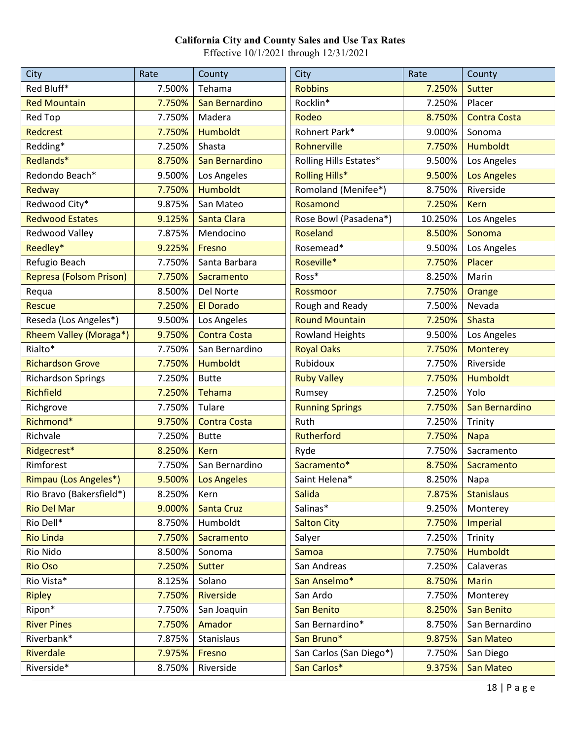**California City and County Sales and Use Tax Rates**

Effective 10/1/2021 through 12/31/2021

| City | Rate | County |
|---|---|---|
| Red Bluff* | 7.500% | Tehama |
| Red Mountain | 7.750% | San Bernardino |
| Red Top | 7.750% | Madera |
| Redcrest | 7.750% | Humboldt |
| Redding* | 7.250% | Shasta |
| Redlands* | 8.750% | San Bernardino |
| Redondo Beach* | 9.500% | Los Angeles |
| Redway | 7.750% | Humboldt |
| Redwood City* | 9.875% | San Mateo |
| Redwood Estates | 9.125% | Santa Clara |
| Redwood Valley | 7.875% | Mendocino |
| Reedley* | 9.225% | Fresno |
| Refugio Beach | 7.750% | Santa Barbara |
| Represa (Folsom Prison) | 7.750% | Sacramento |
| Requa | 8.500% | Del Norte |
| Rescue | 7.250% | El Dorado |
| Reseda (Los Angeles*) | 9.500% | Los Angeles |
| Rheem Valley (Moraga*) | 9.750% | Contra Costa |
| Rialto* | 7.750% | San Bernardino |
| Richardson Grove | 7.750% | Humboldt |
| Richardson Springs | 7.250% | Butte |
| Richfield | 7.250% | Tehama |
| Richgrove | 7.750% | Tulare |
| Richmond* | 9.750% | Contra Costa |
| Richvale | 7.250% | Butte |
| Ridgecrest* | 8.250% | Kern |
| Rimforest | 7.750% | San Bernardino |
| Rimpau (Los Angeles*) | 9.500% | Los Angeles |
| Rio Bravo (Bakersfield*) | 8.250% | Kern |
| Rio Del Mar | 9.000% | Santa Cruz |
| Rio Dell* | 8.750% | Humboldt |
| Rio Linda | 7.750% | Sacramento |
| Rio Nido | 8.500% | Sonoma |
| Rio Oso | 7.250% | Sutter |
| Rio Vista* | 8.125% | Solano |
| Ripley | 7.750% | Riverside |
| Ripon* | 7.750% | San Joaquin |
| River Pines | 7.750% | Amador |
| Riverbank* | 7.875% | Stanislaus |
| Riverdale | 7.975% | Fresno |
| Riverside* | 8.750% | Riverside |
| Robbins | 7.250% | Sutter |
| Rocklin* | 7.250% | Placer |
| Rodeo | 8.750% | Contra Costa |
| Rohnert Park* | 9.000% | Sonoma |
| Rohnerville | 7.750% | Humboldt |
| Rolling Hills Estates* | 9.500% | Los Angeles |
| Rolling Hills* | 9.500% | Los Angeles |
| Romoland (Menifee*) | 8.750% | Riverside |
| Rosamond | 7.250% | Kern |
| Rose Bowl (Pasadena*) | 10.250% | Los Angeles |
| Roseland | 8.500% | Sonoma |
| Rosemead* | 9.500% | Los Angeles |
| Roseville* | 7.750% | Placer |
| Ross* | 8.250% | Marin |
| Rossmoor | 7.750% | Orange |
| Rough and Ready | 7.500% | Nevada |
| Round Mountain | 7.250% | Shasta |
| Rowland Heights | 9.500% | Los Angeles |
| Royal Oaks | 7.750% | Monterey |
| Rubidoux | 7.750% | Riverside |
| Ruby Valley | 7.750% | Humboldt |
| Rumsey | 7.250% | Yolo |
| Running Springs | 7.750% | San Bernardino |
| Ruth | 7.250% | Trinity |
| Rutherford | 7.750% | Napa |
| Ryde | 7.750% | Sacramento |
| Sacramento* | 8.750% | Sacramento |
| Saint Helena* | 8.250% | Napa |
| Salida | 7.875% | Stanislaus |
| Salinas* | 9.250% | Monterey |
| Salton City | 7.750% | Imperial |
| Salyer | 7.250% | Trinity |
| Samoa | 7.750% | Humboldt |
| San Andreas | 7.250% | Calaveras |
| San Anselmo* | 8.750% | Marin |
| San Ardo | 7.750% | Monterey |
| San Benito | 8.250% | San Benito |
| San Bernardino* | 8.750% | San Bernardino |
| San Bruno* | 9.875% | San Mateo |
| San Carlos (San Diego*) | 7.750% | San Diego |
| San Carlos* | 9.375% | San Mateo |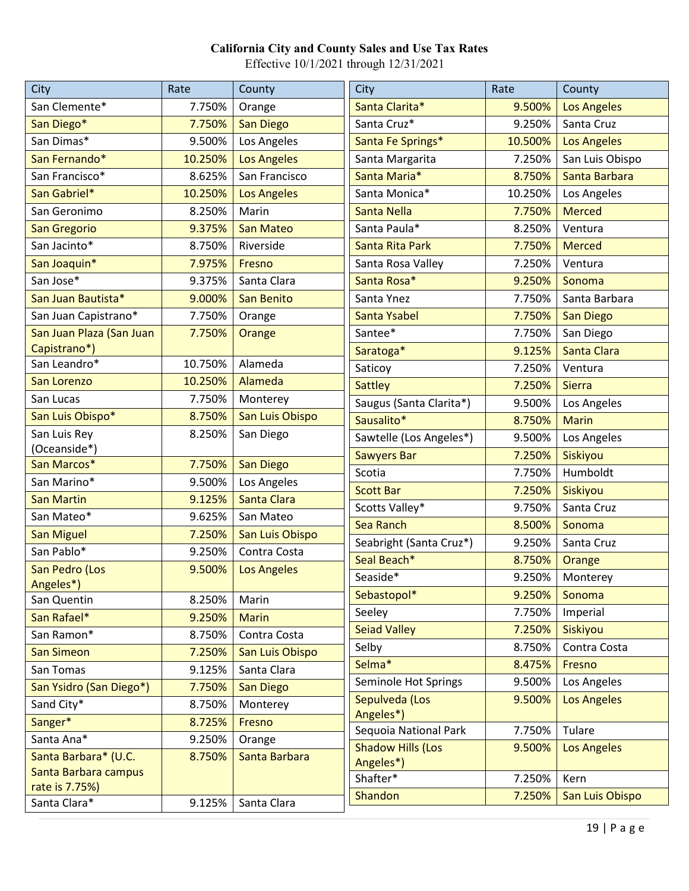**California City and County Sales and Use Tax Rates**

Effective 10/1/2021 through 12/31/2021

| City | Rate | County |
|---|---|---|
| San Clemente* | 7.750% | Orange |
| San Diego* | 7.750% | San Diego |
| San Dimas* | 9.500% | Los Angeles |
| San Fernando* | 10.250% | Los Angeles |
| San Francisco* | 8.625% | San Francisco |
| San Gabriel* | 10.250% | Los Angeles |
| San Geronimo | 8.250% | Marin |
| San Gregorio | 9.375% | San Mateo |
| San Jacinto* | 8.750% | Riverside |
| San Joaquin* | 7.975% | Fresno |
| San Jose* | 9.375% | Santa Clara |
| San Juan Bautista* | 9.000% | San Benito |
| San Juan Capistrano* | 7.750% | Orange |
| San Juan Plaza (San Juan Capistrano*) | 7.750% | Orange |
| San Leandro* | 10.750% | Alameda |
| San Lorenzo | 10.250% | Alameda |
| San Lucas | 7.750% | Monterey |
| San Luis Obispo* | 8.750% | San Luis Obispo |
| San Luis Rey (Oceanside*) | 8.250% | San Diego |
| San Marcos* | 7.750% | San Diego |
| San Marino* | 9.500% | Los Angeles |
| San Martin | 9.125% | Santa Clara |
| San Mateo* | 9.625% | San Mateo |
| San Miguel | 7.250% | San Luis Obispo |
| San Pablo* | 9.250% | Contra Costa |
| San Pedro (Los Angeles*) | 9.500% | Los Angeles |
| San Quentin | 8.250% | Marin |
| San Rafael* | 9.250% | Marin |
| San Ramon* | 8.750% | Contra Costa |
| San Simeon | 7.250% | San Luis Obispo |
| San Tomas | 9.125% | Santa Clara |
| San Ysidro (San Diego*) | 7.750% | San Diego |
| Sand City* | 8.750% | Monterey |
| Sanger* | 8.725% | Fresno |
| Santa Ana* | 9.250% | Orange |
| Santa Barbara* (U.C. Santa Barbara campus rate is 7.75%) | 8.750% | Santa Barbara |
| Santa Clara* | 9.125% | Santa Clara |
| Santa Clarita* | 9.500% | Los Angeles |
| Santa Cruz* | 9.250% | Santa Cruz |
| Santa Fe Springs* | 10.500% | Los Angeles |
| Santa Margarita | 7.250% | San Luis Obispo |
| Santa Maria* | 8.750% | Santa Barbara |
| Santa Monica* | 10.250% | Los Angeles |
| Santa Nella | 7.750% | Merced |
| Santa Paula* | 8.250% | Ventura |
| Santa Rita Park | 7.750% | Merced |
| Santa Rosa Valley | 7.250% | Ventura |
| Santa Rosa* | 9.250% | Sonoma |
| Santa Ynez | 7.750% | Santa Barbara |
| Santa Ysabel | 7.750% | San Diego |
| Santee* | 7.750% | San Diego |
| Saratoga* | 9.125% | Santa Clara |
| Saticoy | 7.250% | Ventura |
| Sattley | 7.250% | Sierra |
| Saugus (Santa Clarita*) | 9.500% | Los Angeles |
| Sausalito* | 8.750% | Marin |
| Sawtelle (Los Angeles*) | 9.500% | Los Angeles |
| Sawyers Bar | 7.250% | Siskiyou |
| Scotia | 7.750% | Humboldt |
| Scott Bar | 7.250% | Siskiyou |
| Scotts Valley* | 9.750% | Santa Cruz |
| Sea Ranch | 8.500% | Sonoma |
| Seabright (Santa Cruz*) | 9.250% | Santa Cruz |
| Seal Beach* | 8.750% | Orange |
| Seaside* | 9.250% | Monterey |
| Sebastopol* | 9.250% | Sonoma |
| Seeley | 7.750% | Imperial |
| Seiad Valley | 7.250% | Siskiyou |
| Selby | 8.750% | Contra Costa |
| Selma* | 8.475% | Fresno |
| Seminole Hot Springs | 9.500% | Los Angeles |
| Sepulveda (Los Angeles*) | 9.500% | Los Angeles |
| Sequoia National Park | 7.750% | Tulare |
| Shadow Hills (Los Angeles*) | 9.500% | Los Angeles |
| Shafter* | 7.250% | Kern |
| Shandon | 7.250% | San Luis Obispo |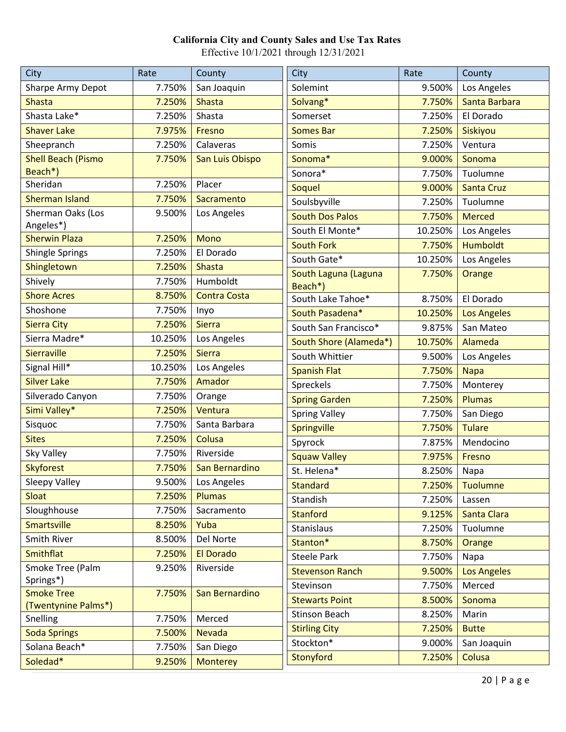**California City and County Sales and Use Tax Rates**
Effective 10/1/2021 through 12/31/2021

| City | Rate | County |
|---|---|---|
| Sharpe Army Depot | 7.750% | San Joaquin |
| Shasta | 7.250% | Shasta |
| Shasta Lake* | 7.250% | Shasta |
| Shaver Lake | 7.975% | Fresno |
| Sheepranch | 7.250% | Calaveras |
| Shell Beach (Pismo Beach*) | 7.750% | San Luis Obispo |
| Sheridan | 7.250% | Placer |
| Sherman Island | 7.750% | Sacramento |
| Sherman Oaks (Los Angeles*) | 9.500% | Los Angeles |
| Sherwin Plaza | 7.250% | Mono |
| Shingle Springs | 7.250% | El Dorado |
| Shingletown | 7.250% | Shasta |
| Shively | 7.750% | Humboldt |
| Shore Acres | 8.750% | Contra Costa |
| Shoshone | 7.750% | Inyo |
| Sierra City | 7.250% | Sierra |
| Sierra Madre* | 10.250% | Los Angeles |
| Sierraville | 7.250% | Sierra |
| Signal Hill* | 10.250% | Los Angeles |
| Silver Lake | 7.750% | Amador |
| Silverado Canyon | 7.750% | Orange |
| Simi Valley* | 7.250% | Ventura |
| Sisquoc | 7.750% | Santa Barbara |
| Sites | 7.250% | Colusa |
| Sky Valley | 7.750% | Riverside |
| Skyforest | 7.750% | San Bernardino |
| Sleepy Valley | 9.500% | Los Angeles |
| Sloat | 7.250% | Plumas |
| Sloughhouse | 7.750% | Sacramento |
| Smartsville | 8.250% | Yuba |
| Smith River | 8.500% | Del Norte |
| Smithflat | 7.250% | El Dorado |
| Smoke Tree (Palm Springs*) | 9.250% | Riverside |
| Smoke Tree (Twentynine Palms*) | 7.750% | San Bernardino |
| Snelling | 7.750% | Merced |
| Soda Springs | 7.500% | Nevada |
| Solana Beach* | 7.750% | San Diego |
| Soledad* | 9.250% | Monterey |
| Solemint | 9.500% | Los Angeles |
| Solvang* | 7.750% | Santa Barbara |
| Somerset | 7.250% | El Dorado |
| Somes Bar | 7.250% | Siskiyou |
| Somis | 7.250% | Ventura |
| Sonoma* | 9.000% | Sonoma |
| Sonora* | 7.750% | Tuolumne |
| Soquel | 9.000% | Santa Cruz |
| Soulsbyville | 7.250% | Tuolumne |
| South Dos Palos | 7.750% | Merced |
| South El Monte* | 10.250% | Los Angeles |
| South Fork | 7.750% | Humboldt |
| South Gate* | 10.250% | Los Angeles |
| South Laguna (Laguna Beach*) | 7.750% | Orange |
| South Lake Tahoe* | 8.750% | El Dorado |
| South Pasadena* | 10.250% | Los Angeles |
| South San Francisco* | 9.875% | San Mateo |
| South Shore (Alameda*) | 10.750% | Alameda |
| South Whittier | 9.500% | Los Angeles |
| Spanish Flat | 7.750% | Napa |
| Spreckels | 7.750% | Monterey |
| Spring Garden | 7.250% | Plumas |
| Spring Valley | 7.750% | San Diego |
| Springville | 7.750% | Tulare |
| Spyrock | 7.875% | Mendocino |
| Squaw Valley | 7.975% | Fresno |
| St. Helena* | 8.250% | Napa |
| Standard | 7.250% | Tuolumne |
| Standish | 7.250% | Lassen |
| Stanford | 9.125% | Santa Clara |
| Stanislaus | 7.250% | Tuolumne |
| Stanton* | 8.750% | Orange |
| Steele Park | 7.750% | Napa |
| Stevenson Ranch | 9.500% | Los Angeles |
| Stevinson | 7.750% | Merced |
| Stewarts Point | 8.500% | Sonoma |
| Stinson Beach | 8.250% | Marin |
| Stirling City | 7.250% | Butte |
| Stockton* | 9.000% | San Joaquin |
| Stonyford | 7.250% | Colusa |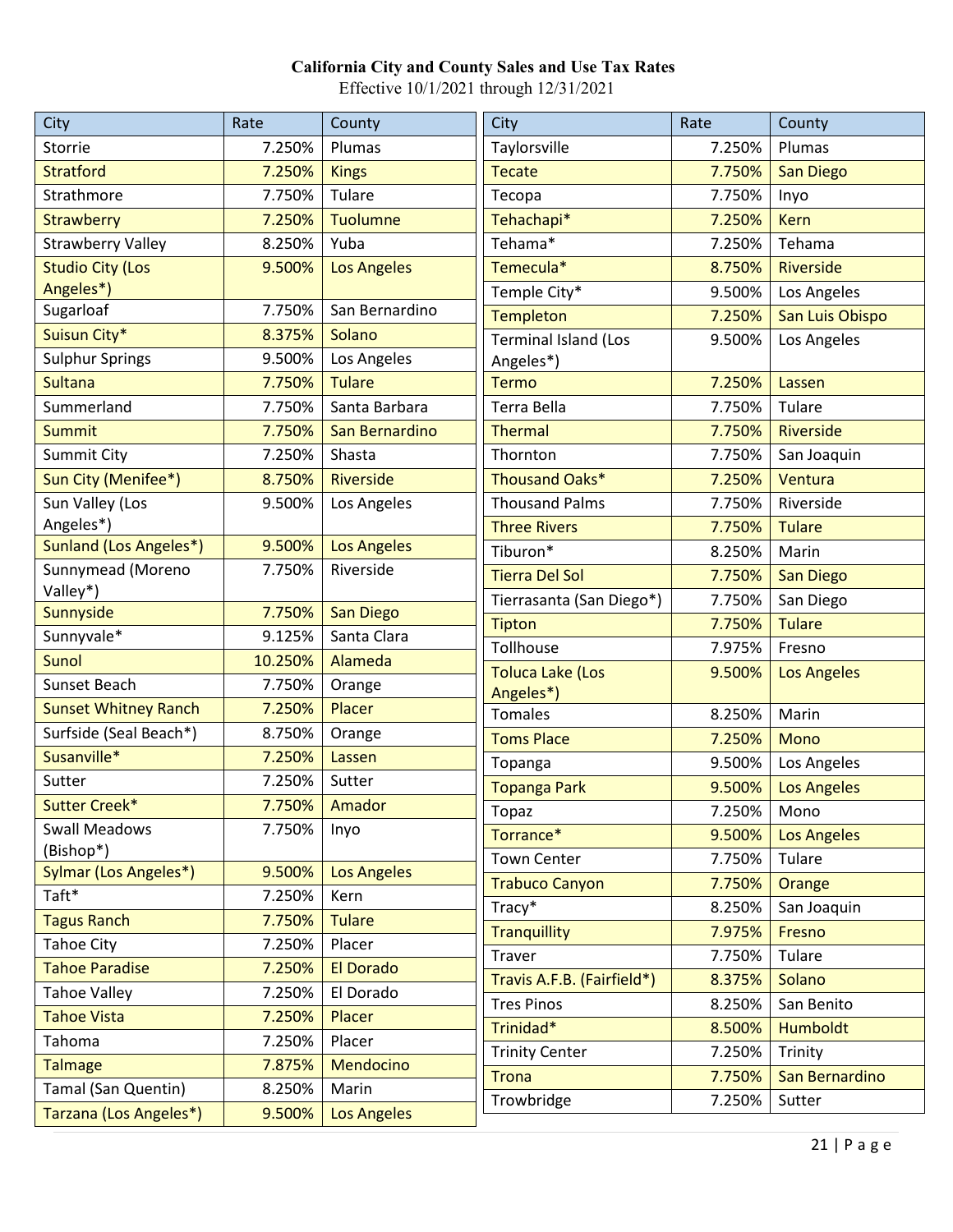**California City and County Sales and Use Tax Rates**

Effective 10/1/2021 through 12/31/2021

| City | Rate | County |
|---|---|---|
| Storrie | 7.250% | Plumas |
| Stratford | 7.250% | Kings |
| Strathmore | 7.750% | Tulare |
| Strawberry | 7.250% | Tuolumne |
| Strawberry Valley | 8.250% | Yuba |
| Studio City (Los Angeles*) | 9.500% | Los Angeles |
| Sugarloaf | 7.750% | San Bernardino |
| Suisun City* | 8.375% | Solano |
| Sulphur Springs | 9.500% | Los Angeles |
| Sultana | 7.750% | Tulare |
| Summerland | 7.750% | Santa Barbara |
| Summit | 7.750% | San Bernardino |
| Summit City | 7.250% | Shasta |
| Sun City (Menifee*) | 8.750% | Riverside |
| Sun Valley (Los Angeles*) | 9.500% | Los Angeles |
| Sunland (Los Angeles*) | 9.500% | Los Angeles |
| Sunnymead (Moreno Valley*) | 7.750% | Riverside |
| Sunnyside | 7.750% | San Diego |
| Sunnyvale* | 9.125% | Santa Clara |
| Sunol | 10.250% | Alameda |
| Sunset Beach | 7.750% | Orange |
| Sunset Whitney Ranch | 7.250% | Placer |
| Surfside (Seal Beach*) | 8.750% | Orange |
| Susanville* | 7.250% | Lassen |
| Sutter | 7.250% | Sutter |
| Sutter Creek* | 7.750% | Amador |
| Swall Meadows (Bishop*) | 7.750% | Inyo |
| Sylmar (Los Angeles*) | 9.500% | Los Angeles |
| Taft* | 7.250% | Kern |
| Tagus Ranch | 7.750% | Tulare |
| Tahoe City | 7.250% | Placer |
| Tahoe Paradise | 7.250% | El Dorado |
| Tahoe Valley | 7.250% | El Dorado |
| Tahoe Vista | 7.250% | Placer |
| Tahoma | 7.250% | Placer |
| Talmage | 7.875% | Mendocino |
| Tamal (San Quentin) | 8.250% | Marin |
| Tarzana (Los Angeles*) | 9.500% | Los Angeles |
| Taylorsville | 7.250% | Plumas |
| Tecate | 7.750% | San Diego |
| Tecopa | 7.750% | Inyo |
| Tehachapi* | 7.250% | Kern |
| Tehama* | 7.250% | Tehama |
| Temecula* | 8.750% | Riverside |
| Temple City* | 9.500% | Los Angeles |
| Templeton | 7.250% | San Luis Obispo |
| Terminal Island (Los Angeles*) | 9.500% | Los Angeles |
| Termo | 7.250% | Lassen |
| Terra Bella | 7.750% | Tulare |
| Thermal | 7.750% | Riverside |
| Thornton | 7.750% | San Joaquin |
| Thousand Oaks* | 7.250% | Ventura |
| Thousand Palms | 7.750% | Riverside |
| Three Rivers | 7.750% | Tulare |
| Tiburon* | 8.250% | Marin |
| Tierra Del Sol | 7.750% | San Diego |
| Tierrasanta (San Diego*) | 7.750% | San Diego |
| Tipton | 7.750% | Tulare |
| Tollhouse | 7.975% | Fresno |
| Toluca Lake (Los Angeles*) | 9.500% | Los Angeles |
| Tomales | 8.250% | Marin |
| Toms Place | 7.250% | Mono |
| Topanga | 9.500% | Los Angeles |
| Topanga Park | 9.500% | Los Angeles |
| Topaz | 7.250% | Mono |
| Torrance* | 9.500% | Los Angeles |
| Town Center | 7.750% | Tulare |
| Trabuco Canyon | 7.750% | Orange |
| Tracy* | 8.250% | San Joaquin |
| Tranquillity | 7.975% | Fresno |
| Traver | 7.750% | Tulare |
| Travis A.F.B. (Fairfield*) | 8.375% | Solano |
| Tres Pinos | 8.250% | San Benito |
| Trinidad* | 8.500% | Humboldt |
| Trinity Center | 7.250% | Trinity |
| Trona | 7.750% | San Bernardino |
| Trowbridge | 7.250% | Sutter |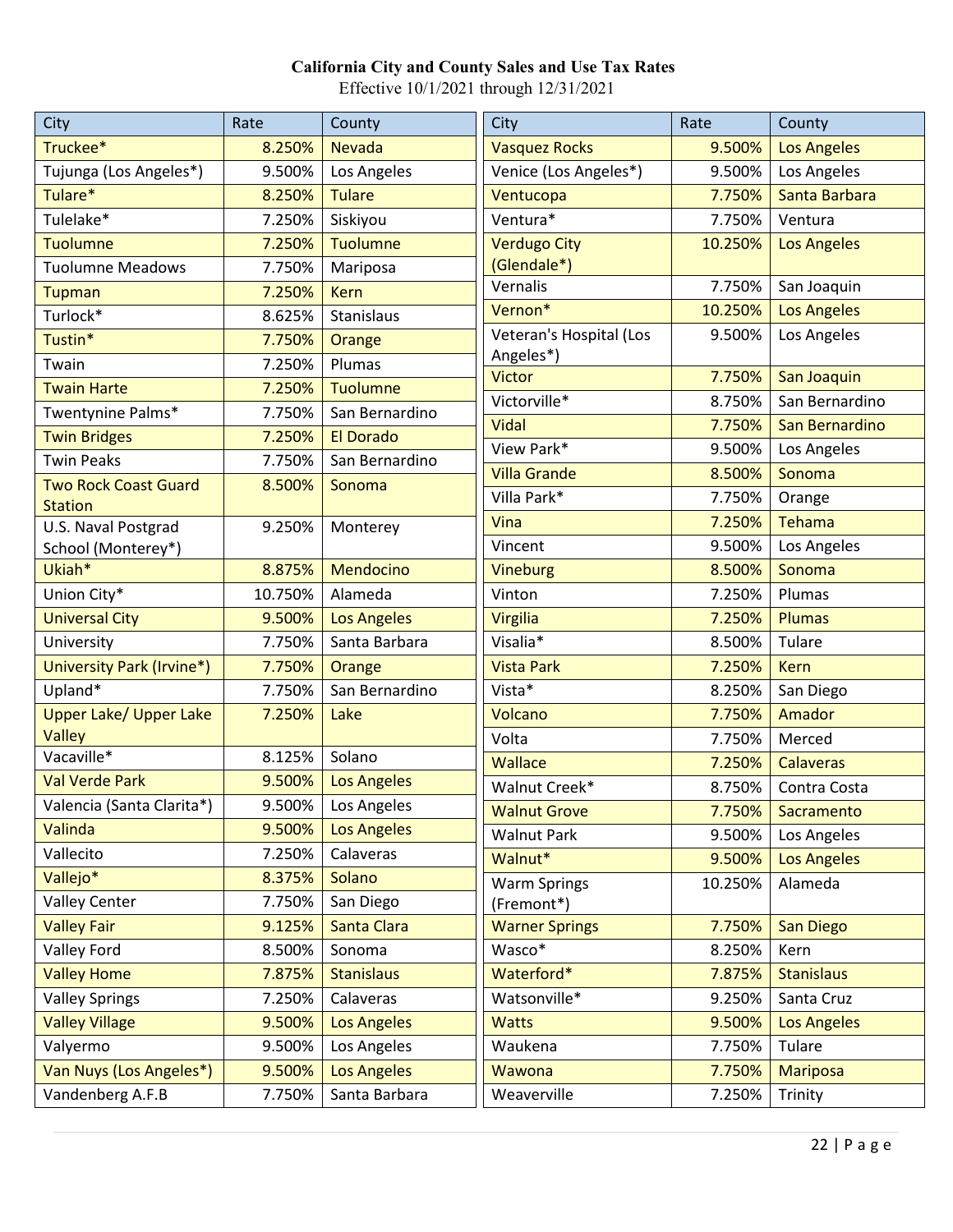**California City and County Sales and Use Tax Rates**

Effective 10/1/2021 through 12/31/2021

| City | Rate | County |
|---|---|---|
| Truckee* | 8.250% | Nevada |
| Tujunga (Los Angeles*) | 9.500% | Los Angeles |
| Tulare* | 8.250% | Tulare |
| Tulelake* | 7.250% | Siskiyou |
| Tuolumne | 7.250% | Tuolumne |
| Tuolumne Meadows | 7.750% | Mariposa |
| Tupman | 7.250% | Kern |
| Turlock* | 8.625% | Stanislaus |
| Tustin* | 7.750% | Orange |
| Twain | 7.250% | Plumas |
| Twain Harte | 7.250% | Tuolumne |
| Twentynine Palms* | 7.750% | San Bernardino |
| Twin Bridges | 7.250% | El Dorado |
| Twin Peaks | 7.750% | San Bernardino |
| Two Rock Coast Guard Station | 8.500% | Sonoma |
| U.S. Naval Postgrad School (Monterey*) | 9.250% | Monterey |
| Ukiah* | 8.875% | Mendocino |
| Union City* | 10.750% | Alameda |
| Universal City | 9.500% | Los Angeles |
| University | 7.750% | Santa Barbara |
| University Park (Irvine*) | 7.750% | Orange |
| Upland* | 7.750% | San Bernardino |
| Upper Lake/ Upper Lake Valley | 7.250% | Lake |
| Vacaville* | 8.125% | Solano |
| Val Verde Park | 9.500% | Los Angeles |
| Valencia (Santa Clarita*) | 9.500% | Los Angeles |
| Valinda | 9.500% | Los Angeles |
| Vallecito | 7.250% | Calaveras |
| Vallejo* | 8.375% | Solano |
| Valley Center | 7.750% | San Diego |
| Valley Fair | 9.125% | Santa Clara |
| Valley Ford | 8.500% | Sonoma |
| Valley Home | 7.875% | Stanislaus |
| Valley Springs | 7.250% | Calaveras |
| Valley Village | 9.500% | Los Angeles |
| Valyermo | 9.500% | Los Angeles |
| Van Nuys (Los Angeles*) | 9.500% | Los Angeles |
| Vandenberg A.F.B | 7.750% | Santa Barbara |
| Vasquez Rocks | 9.500% | Los Angeles |
| Venice (Los Angeles*) | 9.500% | Los Angeles |
| Ventucopa | 7.750% | Santa Barbara |
| Ventura* | 7.750% | Ventura |
| Verdugo City (Glendale*) | 10.250% | Los Angeles |
| Vernalis | 7.750% | San Joaquin |
| Vernon* | 10.250% | Los Angeles |
| Veteran's Hospital (Los Angeles*) | 9.500% | Los Angeles |
| Victor | 7.750% | San Joaquin |
| Victorville* | 8.750% | San Bernardino |
| Vidal | 7.750% | San Bernardino |
| View Park* | 9.500% | Los Angeles |
| Villa Grande | 8.500% | Sonoma |
| Villa Park* | 7.750% | Orange |
| Vina | 7.250% | Tehama |
| Vincent | 9.500% | Los Angeles |
| Vineburg | 8.500% | Sonoma |
| Vinton | 7.250% | Plumas |
| Virgilia | 7.250% | Plumas |
| Visalia* | 8.500% | Tulare |
| Vista Park | 7.250% | Kern |
| Vista* | 8.250% | San Diego |
| Volcano | 7.750% | Amador |
| Volta | 7.750% | Merced |
| Wallace | 7.250% | Calaveras |
| Walnut Creek* | 8.750% | Contra Costa |
| Walnut Grove | 7.750% | Sacramento |
| Walnut Park | 9.500% | Los Angeles |
| Walnut* | 9.500% | Los Angeles |
| Warm Springs (Fremont*) | 10.250% | Alameda |
| Warner Springs | 7.750% | San Diego |
| Wasco* | 8.250% | Kern |
| Waterford* | 7.875% | Stanislaus |
| Watsonville* | 9.250% | Santa Cruz |
| Watts | 9.500% | Los Angeles |
| Waukena | 7.750% | Tulare |
| Wawona | 7.750% | Mariposa |
| Weaverville | 7.250% | Trinity |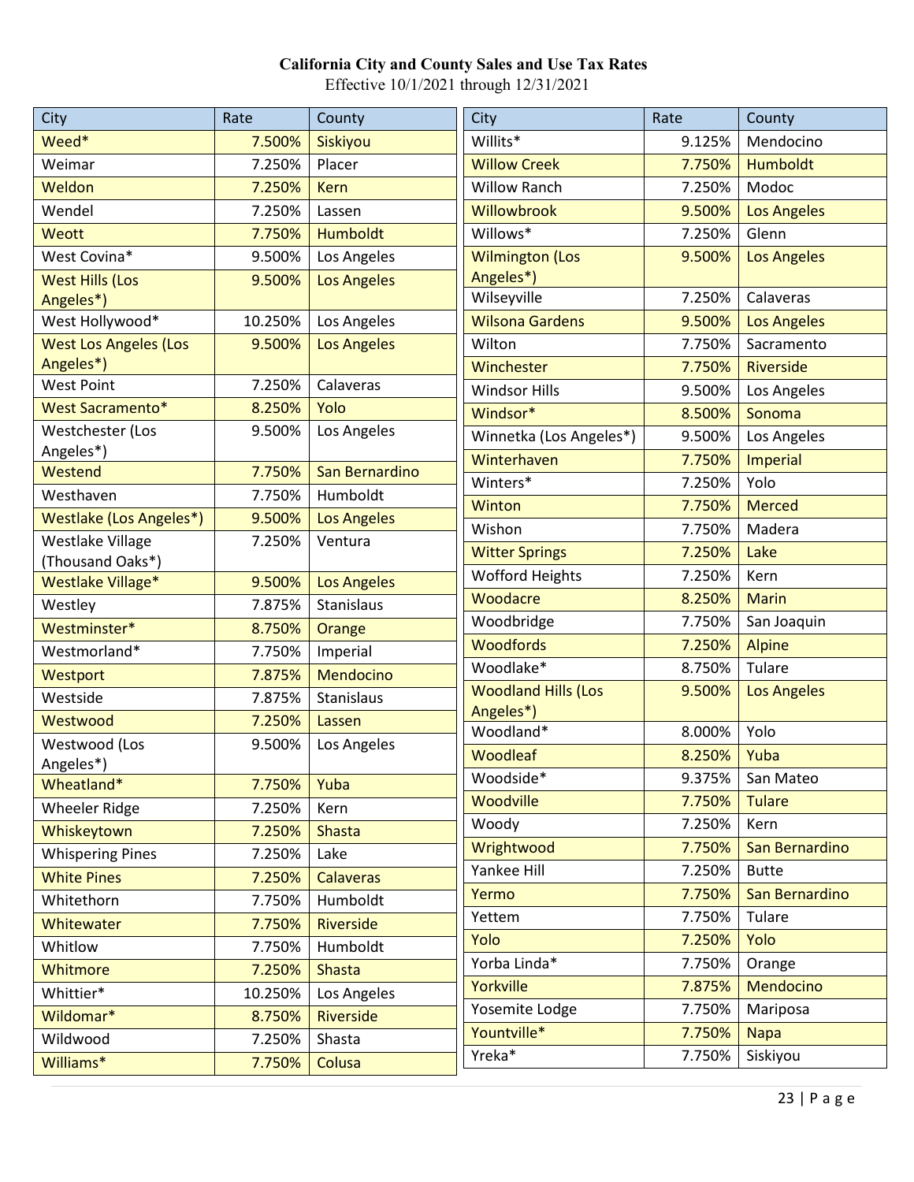**California City and County Sales and Use Tax Rates**

Effective 10/1/2021 through 12/31/2021

| City | Rate | County |
|---|---|---|
| Weed* | 7.500% | Siskiyou |
| Weimar | 7.250% | Placer |
| Weldon | 7.250% | Kern |
| Wendel | 7.250% | Lassen |
| Weott | 7.750% | Humboldt |
| West Covina* | 9.500% | Los Angeles |
| West Hills (Los Angeles*) | 9.500% | Los Angeles |
| West Hollywood* | 10.250% | Los Angeles |
| West Los Angeles (Los Angeles*) | 9.500% | Los Angeles |
| West Point | 7.250% | Calaveras |
| West Sacramento* | 8.250% | Yolo |
| Westchester (Los Angeles*) | 9.500% | Los Angeles |
| Westend | 7.750% | San Bernardino |
| Westhaven | 7.750% | Humboldt |
| Westlake (Los Angeles*) | 9.500% | Los Angeles |
| Westlake Village (Thousand Oaks*) | 7.250% | Ventura |
| Westlake Village* | 9.500% | Los Angeles |
| Westley | 7.875% | Stanislaus |
| Westminster* | 8.750% | Orange |
| Westmorland* | 7.750% | Imperial |
| Westport | 7.875% | Mendocino |
| Westside | 7.875% | Stanislaus |
| Westwood | 7.250% | Lassen |
| Westwood (Los Angeles*) | 9.500% | Los Angeles |
| Wheatland* | 7.750% | Yuba |
| Wheeler Ridge | 7.250% | Kern |
| Whiskeytown | 7.250% | Shasta |
| Whispering Pines | 7.250% | Lake |
| White Pines | 7.250% | Calaveras |
| Whitethorn | 7.750% | Humboldt |
| Whitewater | 7.750% | Riverside |
| Whitlow | 7.750% | Humboldt |
| Whitmore | 7.250% | Shasta |
| Whittier* | 10.250% | Los Angeles |
| Wildomar* | 8.750% | Riverside |
| Wildwood | 7.250% | Shasta |
| Williams* | 7.750% | Colusa |
| Willits* | 9.125% | Mendocino |
| Willow Creek | 7.750% | Humboldt |
| Willow Ranch | 7.250% | Modoc |
| Willowbrook | 9.500% | Los Angeles |
| Willows* | 7.250% | Glenn |
| Wilmington (Los Angeles*) | 9.500% | Los Angeles |
| Wilseyville | 7.250% | Calaveras |
| Wilsona Gardens | 9.500% | Los Angeles |
| Wilton | 7.750% | Sacramento |
| Winchester | 7.750% | Riverside |
| Windsor Hills | 9.500% | Los Angeles |
| Windsor* | 8.500% | Sonoma |
| Winnetka (Los Angeles*) | 9.500% | Los Angeles |
| Winterhaven | 7.750% | Imperial |
| Winters* | 7.250% | Yolo |
| Winton | 7.750% | Merced |
| Wishon | 7.750% | Madera |
| Witter Springs | 7.250% | Lake |
| Wofford Heights | 7.250% | Kern |
| Woodacre | 8.250% | Marin |
| Woodbridge | 7.750% | San Joaquin |
| Woodfords | 7.250% | Alpine |
| Woodlake* | 8.750% | Tulare |
| Woodland Hills (Los Angeles*) | 9.500% | Los Angeles |
| Woodland* | 8.000% | Yolo |
| Woodleaf | 8.250% | Yuba |
| Woodside* | 9.375% | San Mateo |
| Woodville | 7.750% | Tulare |
| Woody | 7.250% | Kern |
| Wrightwood | 7.750% | San Bernardino |
| Yankee Hill | 7.250% | Butte |
| Yermo | 7.750% | San Bernardino |
| Yettem | 7.750% | Tulare |
| Yolo | 7.250% | Yolo |
| Yorba Linda* | 7.750% | Orange |
| Yorkville | 7.875% | Mendocino |
| Yosemite Lodge | 7.750% | Mariposa |
| Yountville* | 7.750% | Napa |
| Yreka* | 7.750% | Siskiyou |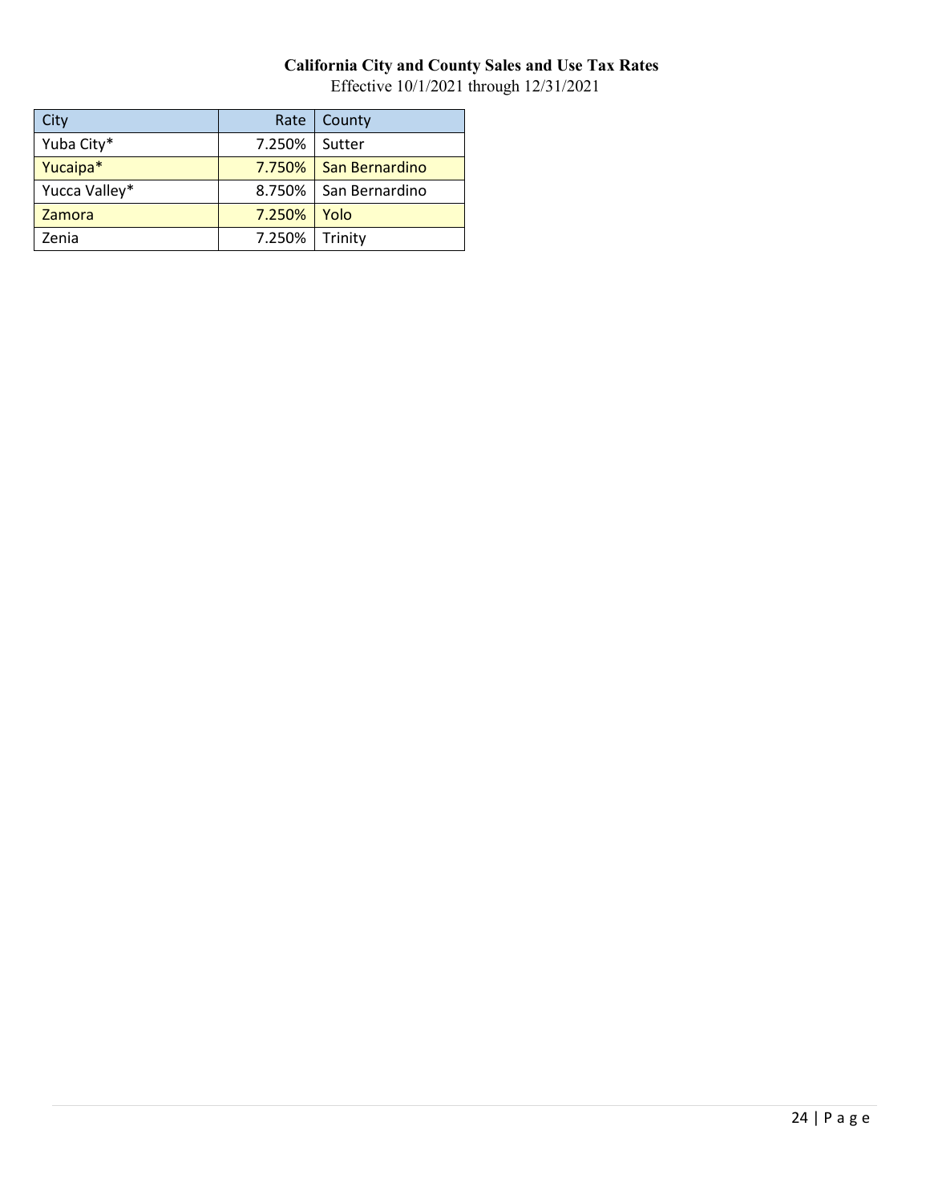**California City and County Sales and Use Tax Rates**

Effective 10/1/2021 through 12/31/2021

| City | Rate | County |
|---|---|---|
| Yuba City* | 7.250% | Sutter |
| Yucaipa* | 7.750% | San Bernardino |
| Yucca Valley* | 8.750% | San Bernardino |
| Zamora | 7.250% | Yolo |
| Zenia | 7.250% | Trinity |